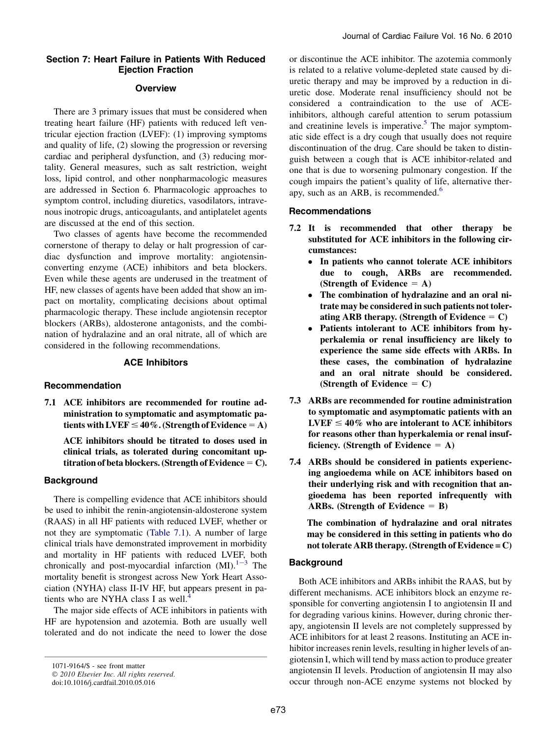## Section 7: Heart Failure in Patients With Reduced Ejection Fraction

### Overview

There are 3 primary issues that must be considered when treating heart failure (HF) patients with reduced left ventricular ejection fraction (LVEF): (1) improving symptoms and quality of life, (2) slowing the progression or reversing cardiac and peripheral dysfunction, and (3) reducing mortality. General measures, such as salt restriction, weight loss, lipid control, and other nonpharmacologic measures are addressed in Section 6. Pharmacologic approaches to symptom control, including diuretics, vasodilators, intravenous inotropic drugs, anticoagulants, and antiplatelet agents are discussed at the end of this section.

Two classes of agents have become the recommended cornerstone of therapy to delay or halt progression of cardiac dysfunction and improve mortality: angiotensin-converting enzyme (ACE) inhibitors and beta blockers. Even while these agents are underused in the treatment of HF, new classes of agents have been added that show an impact on mortality, complicating decisions about optimal pharmacologic therapy. These include angiotensin receptor blockers (ARBs), aldosterone antagonists, and the combination of hydralazine and an oral nitrate, all of which are considered in the following recommendations.

### ACE Inhibitors

#### Recommendation

**7.1 ACE inhibitors are recommended for routine administration to symptomatic and asymptomatic patients with LVEF ≤ 40%. (Strength of Evidence = A)**

**ACE inhibitors should be titrated to doses used in clinical trials, as tolerated during concomitant uptitration of beta blockers. (Strength of Evidence = C).**

#### Background

There is compelling evidence that ACE inhibitors should be used to inhibit the renin-angiotensin-aldosterone system (RAAS) in all HF patients with reduced LVEF, whether or not they are symptomatic (Table 7.1). A number of large clinical trials have demonstrated improvement in morbidity and mortality in HF patients with reduced LVEF, both chronically and post-myocardial infarction (MI).[1–3] The mortality benefit is strongest across New York Heart Association (NYHA) class II-IV HF, but appears present in patients who are NYHA class I as well.[4]

The major side effects of ACE inhibitors in patients with HF are hypotension and azotemia. Both are usually well tolerated and do not indicate the need to lower the dose or discontinue the ACE inhibitor. The azotemia commonly is related to a relative volume-depleted state caused by diuretic therapy and may be improved by a reduction in diuretic dose. Moderate renal insufficiency should not be considered a contraindication to the use of ACE-inhibitors, although careful attention to serum potassium and creatinine levels is imperative.[5] The major symptomatic side effect is a dry cough that usually does not require discontinuation of the drug. Care should be taken to distinguish between a cough that is ACE inhibitor-related and one that is due to worsening pulmonary congestion. If the cough impairs the patient's quality of life, alternative therapy, such as an ARB, is recommended.[6]

#### Recommendations

**7.2 It is recommended that other therapy be substituted for ACE inhibitors in the following circumstances:**

- **In patients who cannot tolerate ACE inhibitors due to cough, ARBs are recommended. (Strength of Evidence = A)**
- **The combination of hydralazine and an oral nitrate may be considered in such patients not tolerating ARB therapy. (Strength of Evidence = C)**
- **Patients intolerant to ACE inhibitors from hyperkalemia or renal insufficiency are likely to experience the same side effects with ARBs. In these cases, the combination of hydralazine and an oral nitrate should be considered. (Strength of Evidence = C)**

**7.3 ARBs are recommended for routine administration to symptomatic and asymptomatic patients with an LVEF ≤ 40% who are intolerant to ACE inhibitors for reasons other than hyperkalemia or renal insufficiency. (Strength of Evidence = A)**

**7.4 ARBs should be considered in patients experiencing angioedema while on ACE inhibitors based on their underlying risk and with recognition that angioedema has been reported infrequently with ARBs. (Strength of Evidence = B)**

**The combination of hydralazine and oral nitrates may be considered in this setting in patients who do not tolerate ARB therapy. (Strength of Evidence = C)**

#### Background

Both ACE inhibitors and ARBs inhibit the RAAS, but by different mechanisms. ACE inhibitors block an enzyme responsible for converting angiotensin I to angiotensin II and for degrading various kinins. However, during chronic therapy, angiotensin II levels are not completely suppressed by ACE inhibitors for at least 2 reasons. Instituting an ACE inhibitor increases renin levels, resulting in higher levels of angiotensin I, which will tend by mass action to produce greater angiotensin II levels. Production of angiotensin II may also occur through non-ACE enzyme systems not blocked by

1071-9164/$ - see front matter
© 2010 Elsevier Inc. All rights reserved.
doi:10.1016/j.cardfail.2010.05.016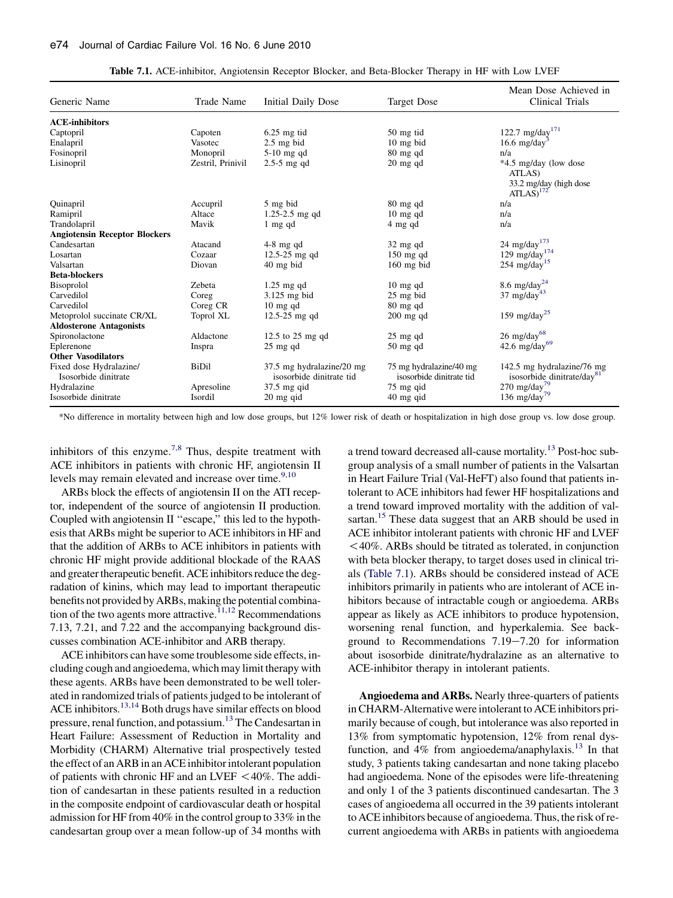Table 7.1. ACE-inhibitor, Angiotensin Receptor Blocker, and Beta-Blocker Therapy in HF with Low LVEF

| Generic Name | Trade Name | Initial Daily Dose | Target Dose | Mean Dose Achieved in Clinical Trials |
|---|---|---|---|---|
| **ACE-inhibitors** | | | | |
| Captopril | Capoten | 6.25 mg tid | 50 mg tid | 122.7 mg/day[171] |
| Enalapril | Vasotec | 2.5 mg bid | 10 mg bid | 16.6 mg/day[3] |
| Fosinopril | Monopril | 5-10 mg qd | 80 mg qd | n/a |
| Lisinopril | Zestril, Prinivil | 2.5-5 mg qd | 20 mg qd | *4.5 mg/day (low dose ATLAS) 33.2 mg/day (high dose ATLAS)[172] |
| Quinapril | Accupril | 5 mg bid | 80 mg qd | n/a |
| Ramipril | Altace | 1.25-2.5 mg qd | 10 mg qd | n/a |
| Trandolapril | Mavik | 1 mg qd | 4 mg qd | n/a |
| **Angiotensin Receptor Blockers** | | | | |
| Candesartan | Atacand | 4-8 mg qd | 32 mg qd | 24 mg/day[173] |
| Losartan | Cozaar | 12.5-25 mg qd | 150 mg qd | 129 mg/day[174] |
| Valsartan | Diovan | 40 mg bid | 160 mg bid | 254 mg/day[15] |
| **Beta-blockers** | | | | |
| Bisoprolol | Zebeta | 1.25 mg qd | 10 mg qd | 8.6 mg/day[24] |
| Carvedilol | Coreg | 3.125 mg bid | 25 mg bid | 37 mg/day[43] |
| Carvedilol | Coreg CR | 10 mg qd | 80 mg qd | |
| Metoprolol succinate CR/XL | Toprol XL | 12.5-25 mg qd | 200 mg qd | 159 mg/day[25] |
| **Aldosterone Antagonists** | | | | |
| Spironolactone | Aldactone | 12.5 to 25 mg qd | 25 mg qd | 26 mg/day[68] |
| Eplerenone | Inspra | 25 mg qd | 50 mg qd | 42.6 mg/day[69] |
| **Other Vasodilators** | | | | |
| Fixed dose Hydralazine/ Isosorbide dinitrate | BiDil | 37.5 mg hydralazine/20 mg isosorbide dinitrate tid | 75 mg hydralazine/40 mg isosorbide dinitrate tid | 142.5 mg hydralazine/76 mg isosorbide dinitrate/day[81] |
| Hydralazine | Apresoline | 37.5 mg qid | 75 mg qid | 270 mg/day[79] |
| Isosorbide dinitrate | Isordil | 20 mg qid | 40 mg qid | 136 mg/day[79] |

*No difference in mortality between high and low dose groups, but 12% lower risk of death or hospitalization in high dose group vs. low dose group.

inhibitors of this enzyme.[7,8] Thus, despite treatment with ACE inhibitors in patients with chronic HF, angiotensin II levels may remain elevated and increase over time.[9,10]

ARBs block the effects of angiotensin II on the ATI receptor, independent of the source of angiotensin II production. Coupled with angiotensin II "escape," this led to the hypothesis that ARBs might be superior to ACE inhibitors in HF and that the addition of ARBs to ACE inhibitors in patients with chronic HF might provide additional blockade of the RAAS and greater therapeutic benefit. ACE inhibitors reduce the degradation of kinins, which may lead to important therapeutic benefits not provided by ARBs, making the potential combination of the two agents more attractive.[11,12] Recommendations 7.13, 7.21, and 7.22 and the accompanying background discusses combination ACE-inhibitor and ARB therapy.

ACE inhibitors can have some troublesome side effects, including cough and angioedema, which may limit therapy with these agents. ARBs have been demonstrated to be well tolerated in randomized trials of patients judged to be intolerant of ACE inhibitors.[13,14] Both drugs have similar effects on blood pressure, renal function, and potassium.[13] The Candesartan in Heart Failure: Assessment of Reduction in Mortality and Morbidity (CHARM) Alternative trial prospectively tested the effect of an ARB in an ACE inhibitor intolerant population of patients with chronic HF and an LVEF <40%. The addition of candesartan in these patients resulted in a reduction in the composite endpoint of cardiovascular death or hospital admission for HF from 40% in the control group to 33% in the candesartan group over a mean follow-up of 34 months with a trend toward decreased all-cause mortality.[13] Post-hoc subgroup analysis of a small number of patients in the Valsartan in Heart Failure Trial (Val-HeFT) also found that patients intolerant to ACE inhibitors had fewer HF hospitalizations and a trend toward improved mortality with the addition of valsartan.[15] These data suggest that an ARB should be used in ACE inhibitor intolerant patients with chronic HF and LVEF <40%. ARBs should be titrated as tolerated, in conjunction with beta blocker therapy, to target doses used in clinical trials (Table 7.1). ARBs should be considered instead of ACE inhibitors primarily in patients who are intolerant of ACE inhibitors because of intractable cough or angioedema. ARBs appear as likely as ACE inhibitors to produce hypotension, worsening renal function, and hyperkalemia. See background to Recommendations 7.19−7.20 for information about isosorbide dinitrate/hydralazine as an alternative to ACE-inhibitor therapy in intolerant patients.

**Angioedema and ARBs.** Nearly three-quarters of patients in CHARM-Alternative were intolerant to ACE inhibitors primarily because of cough, but intolerance was also reported in 13% from symptomatic hypotension, 12% from renal dysfunction, and 4% from angioedema/anaphylaxis.[13] In that study, 3 patients taking candesartan and none taking placebo had angioedema. None of the episodes were life-threatening and only 1 of the 3 patients discontinued candesartan. The 3 cases of angioedema all occurred in the 39 patients intolerant to ACE inhibitors because of angioedema. Thus, the risk of recurrent angioedema with ARBs in patients with angioedema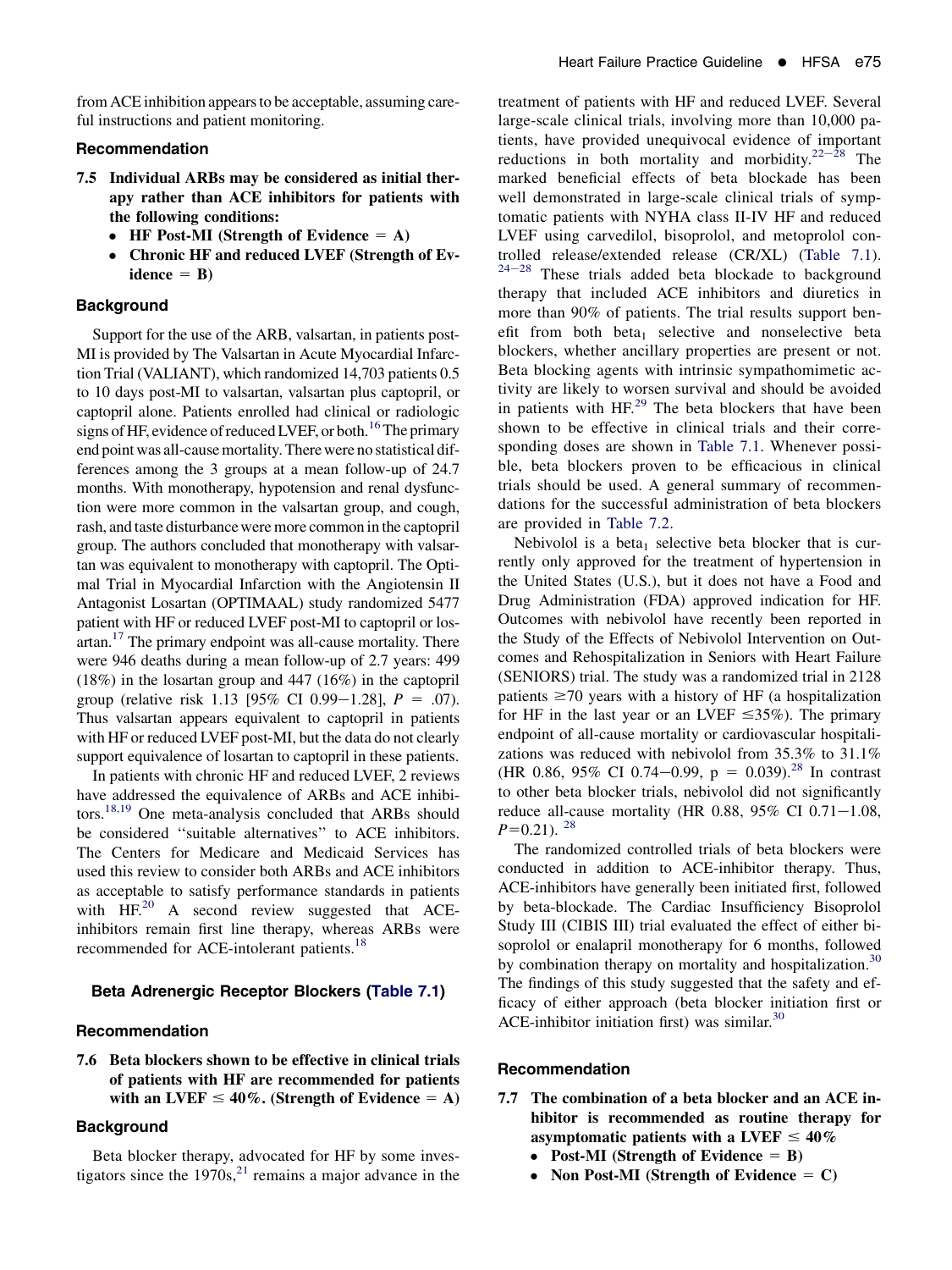from ACE inhibition appears to be acceptable, assuming careful instructions and patient monitoring.

### Recommendation

**7.5 Individual ARBs may be considered as initial therapy rather than ACE inhibitors for patients with the following conditions:**

- **HF Post-MI (Strength of Evidence = A)**
- **Chronic HF and reduced LVEF (Strength of Evidence = B)**

### Background

Support for the use of the ARB, valsartan, in patients post-MI is provided by The Valsartan in Acute Myocardial Infarction Trial (VALIANT), which randomized 14,703 patients 0.5 to 10 days post-MI to valsartan, valsartan plus captopril, or captopril alone. Patients enrolled had clinical or radiologic signs of HF, evidence of reduced LVEF, or both.[16] The primary end point was all-cause mortality. There were no statistical differences among the 3 groups at a mean follow-up of 24.7 months. With monotherapy, hypotension and renal dysfunction were more common in the valsartan group, and cough, rash, and taste disturbance were more common in the captopril group. The authors concluded that monotherapy with valsartan was equivalent to monotherapy with captopril. The Optimal Trial in Myocardial Infarction with the Angiotensin II Antagonist Losartan (OPTIMAAL) study randomized 5477 patient with HF or reduced LVEF post-MI to captopril or losartan.[17] The primary endpoint was all-cause mortality. There were 946 deaths during a mean follow-up of 2.7 years: 499 (18%) in the losartan group and 447 (16%) in the captopril group (relative risk 1.13 [95% CI 0.99−1.28], $P = .07$). Thus valsartan appears equivalent to captopril in patients with HF or reduced LVEF post-MI, but the data do not clearly support equivalence of losartan to captopril in these patients.

In patients with chronic HF and reduced LVEF, 2 reviews have addressed the equivalence of ARBs and ACE inhibitors.[18,19] One meta-analysis concluded that ARBs should be considered ''suitable alternatives'' to ACE inhibitors. The Centers for Medicare and Medicaid Services has used this review to consider both ARBs and ACE inhibitors as acceptable to satisfy performance standards in patients with HF.[20] A second review suggested that ACE-inhibitors remain first line therapy, whereas ARBs were recommended for ACE-intolerant patients.[18]

## Beta Adrenergic Receptor Blockers (Table 7.1)

### Recommendation

**7.6 Beta blockers shown to be effective in clinical trials of patients with HF are recommended for patients with an LVEF ≤ 40%. (Strength of Evidence = A)**

### Background

Beta blocker therapy, advocated for HF by some investigators since the 1970s,[21] remains a major advance in the treatment of patients with HF and reduced LVEF. Several large-scale clinical trials, involving more than 10,000 patients, have provided unequivocal evidence of important reductions in both mortality and morbidity.[22−28] The marked beneficial effects of beta blockade has been well demonstrated in large-scale clinical trials of symptomatic patients with NYHA class II-IV HF and reduced LVEF using carvedilol, bisoprolol, and metoprolol controlled release/extended release (CR/XL) (Table 7.1).[24−28] These trials added beta blockade to background therapy that included ACE inhibitors and diuretics in more than 90% of patients. The trial results support benefit from both $beta_1$ selective and nonselective beta blockers, whether ancillary properties are present or not. Beta blocking agents with intrinsic sympathomimetic activity are likely to worsen survival and should be avoided in patients with HF.[29] The beta blockers that have been shown to be effective in clinical trials and their corresponding doses are shown in Table 7.1. Whenever possible, beta blockers proven to be efficacious in clinical trials should be used. A general summary of recommendations for the successful administration of beta blockers are provided in Table 7.2.

Nebivolol is a $beta_1$ selective beta blocker that is currently only approved for the treatment of hypertension in the United States (U.S.), but it does not have a Food and Drug Administration (FDA) approved indication for HF. Outcomes with nebivolol have recently been reported in the Study of the Effects of Nebivolol Intervention on Outcomes and Rehospitalization in Seniors with Heart Failure (SENIORS) trial. The study was a randomized trial in 2128 patients ≥70 years with a history of HF (a hospitalization for HF in the last year or an LVEF ≤35%). The primary endpoint of all-cause mortality or cardiovascular hospitalizations was reduced with nebivolol from 35.3% to 31.1% (HR 0.86, 95% CI 0.74−0.99, $p = 0.039$).[28] In contrast to other beta blocker trials, nebivolol did not significantly reduce all-cause mortality (HR 0.88, 95% CI 0.71−1.08, $P=0.21$).[28]

The randomized controlled trials of beta blockers were conducted in addition to ACE-inhibitor therapy. Thus, ACE-inhibitors have generally been initiated first, followed by beta-blockade. The Cardiac Insufficiency Bisoprolol Study III (CIBIS III) trial evaluated the effect of either bisoprolol or enalapril monotherapy for 6 months, followed by combination therapy on mortality and hospitalization.[30] The findings of this study suggested that the safety and efficacy of either approach (beta blocker initiation first or ACE-inhibitor initiation first) was similar.[30]

### Recommendation

**7.7 The combination of a beta blocker and an ACE inhibitor is recommended as routine therapy for asymptomatic patients with a LVEF ≤ 40%**

- **Post-MI (Strength of Evidence = B)**
- **Non Post-MI (Strength of Evidence = C)**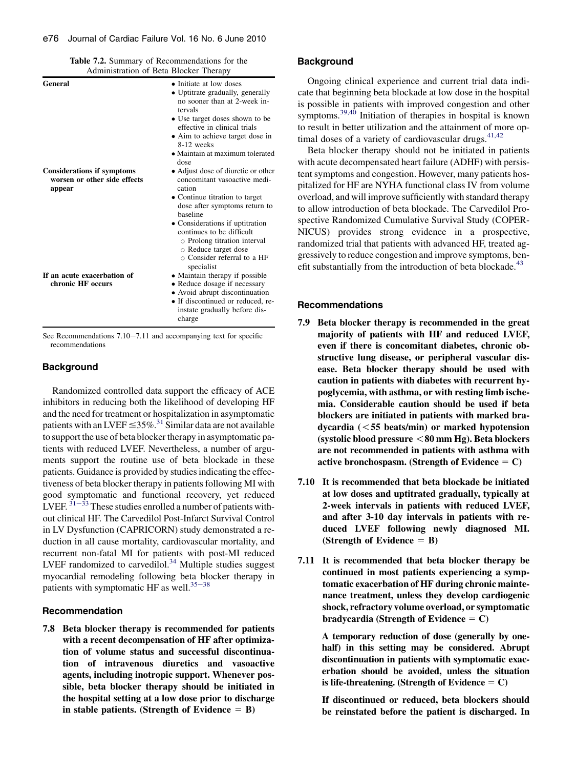**Table 7.2.** Summary of Recommendations for the Administration of Beta Blocker Therapy

| | |
|---|---|
| **General** | • Initiate at low doses<br>• Uptitrate gradually, generally no sooner than at 2-week intervals<br>• Use target doses shown to be effective in clinical trials<br>• Aim to achieve target dose in 8-12 weeks<br>• Maintain at maximum tolerated dose |
| **Considerations if symptoms worsen or other side effects appear** | • Adjust dose of diuretic or other concomitant vasoactive medication<br>• Continue titration to target dose after symptoms return to baseline<br>• Considerations if uptitration continues to be difficult<br>○ Prolong titration interval<br>○ Reduce target dose<br>○ Consider referral to a HF specialist |
| **If an acute exacerbation of chronic HF occurs** | • Maintain therapy if possible<br>• Reduce dosage if necessary<br>• Avoid abrupt discontinuation<br>• If discontinued or reduced, reinstate gradually before discharge |

See Recommendations 7.10−7.11 and accompanying text for specific recommendations

## Background

Randomized controlled data support the efficacy of ACE inhibitors in reducing both the likelihood of developing HF and the need for treatment or hospitalization in asymptomatic patients with an LVEF $\leq$35%.[31] Similar data are not available to support the use of beta blocker therapy in asymptomatic patients with reduced LVEF. Nevertheless, a number of arguments support the routine use of beta blockade in these patients. Guidance is provided by studies indicating the effectiveness of beta blocker therapy in patients following MI with good symptomatic and functional recovery, yet reduced LVEF.[31−33] These studies enrolled a number of patients without clinical HF. The Carvedilol Post-Infarct Survival Control in LV Dysfunction (CAPRICORN) study demonstrated a reduction in all cause mortality, cardiovascular mortality, and recurrent non-fatal MI for patients with post-MI reduced LVEF randomized to carvedilol.[34] Multiple studies suggest myocardial remodeling following beta blocker therapy in patients with symptomatic HF as well.[35−38]

## Recommendation

**7.8 Beta blocker therapy is recommended for patients with a recent decompensation of HF after optimization of volume status and successful discontinuation of intravenous diuretics and vasoactive agents, including inotropic support. Whenever possible, beta blocker therapy should be initiated in the hospital setting at a low dose prior to discharge in stable patients. (Strength of Evidence = B)**

## Background

Ongoing clinical experience and current trial data indicate that beginning beta blockade at low dose in the hospital is possible in patients with improved congestion and other symptoms.[39,40] Initiation of therapies in hospital is known to result in better utilization and the attainment of more optimal doses of a variety of cardiovascular drugs.[41,42]

Beta blocker therapy should not be initiated in patients with acute decompensated heart failure (ADHF) with persistent symptoms and congestion. However, many patients hospitalized for HF are NYHA functional class IV from volume overload, and will improve sufficiently with standard therapy to allow introduction of beta blockade. The Carvedilol Prospective Randomized Cumulative Survival Study (COPERNICUS) provides strong evidence in a prospective, randomized trial that patients with advanced HF, treated aggressively to reduce congestion and improve symptoms, benefit substantially from the introduction of beta blockade.[43]

## Recommendations

**7.9 Beta blocker therapy is recommended in the great majority of patients with HF and reduced LVEF, even if there is concomitant diabetes, chronic obstructive lung disease, or peripheral vascular disease. Beta blocker therapy should be used with caution in patients with diabetes with recurrent hypoglycemia, with asthma, or with resting limb ischemia. Considerable caution should be used if beta blockers are initiated in patients with marked bradycardia (<55 beats/min) or marked hypotension (systolic blood pressure <80 mm Hg). Beta blockers are not recommended in patients with asthma with active bronchospasm. (Strength of Evidence = C)**

**7.10 It is recommended that beta blockade be initiated at low doses and uptitrated gradually, typically at 2-week intervals in patients with reduced LVEF, and after 3-10 day intervals in patients with reduced LVEF following newly diagnosed MI. (Strength of Evidence = B)**

**7.11 It is recommended that beta blocker therapy be continued in most patients experiencing a symptomatic exacerbation of HF during chronic maintenance treatment, unless they develop cardiogenic shock, refractory volume overload, or symptomatic bradycardia (Strength of Evidence = C)**

**A temporary reduction of dose (generally by one-half) in this setting may be considered. Abrupt discontinuation in patients with symptomatic exacerbation should be avoided, unless the situation is life-threatening. (Strength of Evidence = C)**

**If discontinued or reduced, beta blockers should be reinstated before the patient is discharged. In**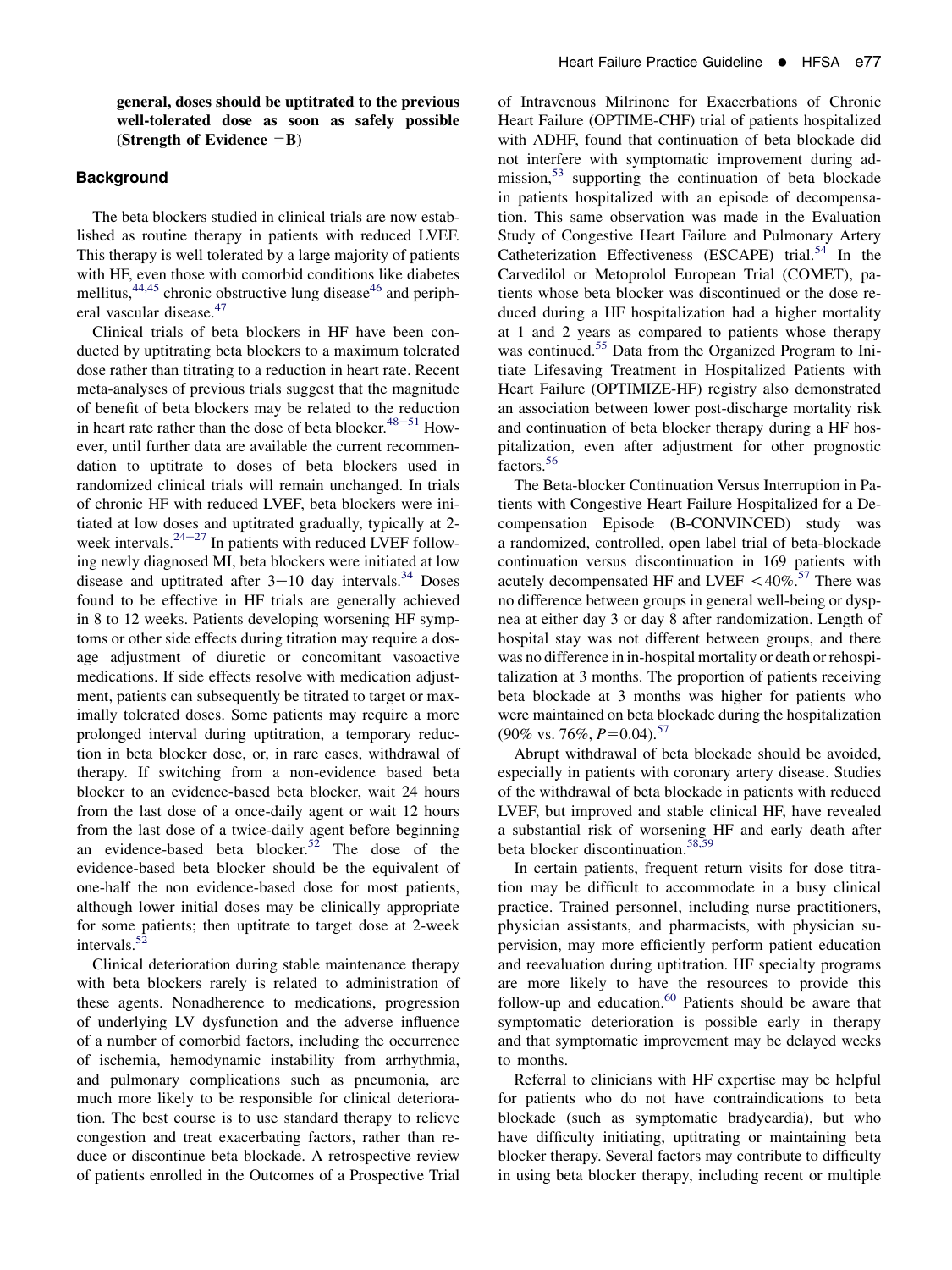**general, doses should be uptitrated to the previous well-tolerated dose as soon as safely possible (Strength of Evidence = B)**

### Background

The beta blockers studied in clinical trials are now established as routine therapy in patients with reduced LVEF. This therapy is well tolerated by a large majority of patients with HF, even those with comorbid conditions like diabetes mellitus,[44,45] chronic obstructive lung disease[46] and peripheral vascular disease.[47]

Clinical trials of beta blockers in HF have been conducted by uptitrating beta blockers to a maximum tolerated dose rather than titrating to a reduction in heart rate. Recent meta-analyses of previous trials suggest that the magnitude of benefit of beta blockers may be related to the reduction in heart rate rather than the dose of beta blocker.[48–51] However, until further data are available the current recommendation to uptitrate to doses of beta blockers used in randomized clinical trials will remain unchanged. In trials of chronic HF with reduced LVEF, beta blockers were initiated at low doses and uptitrated gradually, typically at 2-week intervals.[24–27] In patients with reduced LVEF following newly diagnosed MI, beta blockers were initiated at low disease and uptitrated after 3–10 day intervals.[34] Doses found to be effective in HF trials are generally achieved in 8 to 12 weeks. Patients developing worsening HF symptoms or other side effects during titration may require a dosage adjustment of diuretic or concomitant vasoactive medications. If side effects resolve with medication adjustment, patients can subsequently be titrated to target or maximally tolerated doses. Some patients may require a more prolonged interval during uptitration, a temporary reduction in beta blocker dose, or, in rare cases, withdrawal of therapy. If switching from a non-evidence based beta blocker to an evidence-based beta blocker, wait 24 hours from the last dose of a once-daily agent or wait 12 hours from the last dose of a twice-daily agent before beginning an evidence-based beta blocker.[52] The dose of the evidence-based beta blocker should be the equivalent of one-half the non evidence-based dose for most patients, although lower initial doses may be clinically appropriate for some patients; then uptitrate to target dose at 2-week intervals.[52]

Clinical deterioration during stable maintenance therapy with beta blockers rarely is related to administration of these agents. Nonadherence to medications, progression of underlying LV dysfunction and the adverse influence of a number of comorbid factors, including the occurrence of ischemia, hemodynamic instability from arrhythmia, and pulmonary complications such as pneumonia, are much more likely to be responsible for clinical deterioration. The best course is to use standard therapy to relieve congestion and treat exacerbating factors, rather than reduce or discontinue beta blockade. A retrospective review of patients enrolled in the Outcomes of a Prospective Trial of Intravenous Milrinone for Exacerbations of Chronic Heart Failure (OPTIME-CHF) trial of patients hospitalized with ADHF, found that continuation of beta blockade did not interfere with symptomatic improvement during admission,[53] supporting the continuation of beta blockade in patients hospitalized with an episode of decompensation. This same observation was made in the Evaluation Study of Congestive Heart Failure and Pulmonary Artery Catheterization Effectiveness (ESCAPE) trial.[54] In the Carvedilol or Metoprolol European Trial (COMET), patients whose beta blocker was discontinued or the dose reduced during a HF hospitalization had a higher mortality at 1 and 2 years as compared to patients whose therapy was continued.[55] Data from the Organized Program to Initiate Lifesaving Treatment in Hospitalized Patients with Heart Failure (OPTIMIZE-HF) registry also demonstrated an association between lower post-discharge mortality risk and continuation of beta blocker therapy during a HF hospitalization, even after adjustment for other prognostic factors.[56]

The Beta-blocker Continuation Versus Interruption in Patients with Congestive Heart Failure Hospitalized for a Decompensation Episode (B-CONVINCED) study was a randomized, controlled, open label trial of beta-blockade continuation versus discontinuation in 169 patients with acutely decompensated HF and LVEF $< 40\%$.[57] There was no difference between groups in general well-being or dyspnea at either day 3 or day 8 after randomization. Length of hospital stay was not different between groups, and there was no difference in in-hospital mortality or death or rehospitalization at 3 months. The proportion of patients receiving beta blockade at 3 months was higher for patients who were maintained on beta blockade during the hospitalization (90% vs. 76%, $P = 0.04$).[57]

Abrupt withdrawal of beta blockade should be avoided, especially in patients with coronary artery disease. Studies of the withdrawal of beta blockade in patients with reduced LVEF, but improved and stable clinical HF, have revealed a substantial risk of worsening HF and early death after beta blocker discontinuation.[58,59]

In certain patients, frequent return visits for dose titration may be difficult to accommodate in a busy clinical practice. Trained personnel, including nurse practitioners, physician assistants, and pharmacists, with physician supervision, may more efficiently perform patient education and reevaluation during uptitration. HF specialty programs are more likely to have the resources to provide this follow-up and education.[60] Patients should be aware that symptomatic deterioration is possible early in therapy and that symptomatic improvement may be delayed weeks to months.

Referral to clinicians with HF expertise may be helpful for patients who do not have contraindications to beta blockade (such as symptomatic bradycardia), but who have difficulty initiating, uptitrating or maintaining beta blocker therapy. Several factors may contribute to difficulty in using beta blocker therapy, including recent or multiple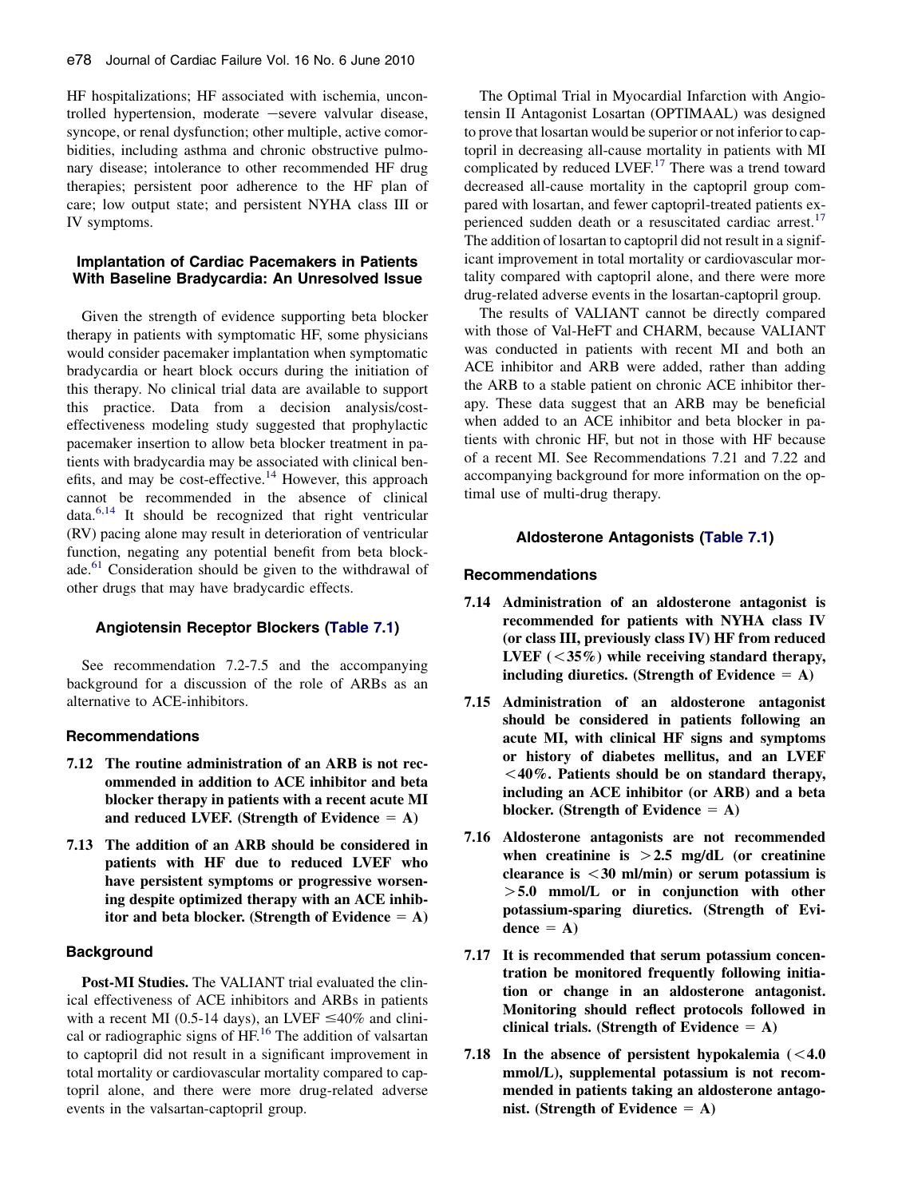HF hospitalizations; HF associated with ischemia, uncontrolled hypertension, moderate −severe valvular disease, syncope, or renal dysfunction; other multiple, active comorbidities, including asthma and chronic obstructive pulmonary disease; intolerance to other recommended HF drug therapies; persistent poor adherence to the HF plan of care; low output state; and persistent NYHA class III or IV symptoms.

### Implantation of Cardiac Pacemakers in Patients With Baseline Bradycardia: An Unresolved Issue

Given the strength of evidence supporting beta blocker therapy in patients with symptomatic HF, some physicians would consider pacemaker implantation when symptomatic bradycardia or heart block occurs during the initiation of this therapy. No clinical trial data are available to support this practice. Data from a decision analysis/cost-effectiveness modeling study suggested that prophylactic pacemaker insertion to allow beta blocker treatment in patients with bradycardia may be associated with clinical benefits, and may be cost-effective.[14] However, this approach cannot be recommended in the absence of clinical data.[6,14] It should be recognized that right ventricular (RV) pacing alone may result in deterioration of ventricular function, negating any potential benefit from beta blockade.[61] Consideration should be given to the withdrawal of other drugs that may have bradycardic effects.

### Angiotensin Receptor Blockers (Table 7.1)

See recommendation 7.2-7.5 and the accompanying background for a discussion of the role of ARBs as an alternative to ACE-inhibitors.

#### Recommendations

**7.12 The routine administration of an ARB is not recommended in addition to ACE inhibitor and beta blocker therapy in patients with a recent acute MI and reduced LVEF. (Strength of Evidence = A)**

**7.13 The addition of an ARB should be considered in patients with HF due to reduced LVEF who have persistent symptoms or progressive worsening despite optimized therapy with an ACE inhibitor and beta blocker. (Strength of Evidence = A)**

#### Background

**Post-MI Studies.** The VALIANT trial evaluated the clinical effectiveness of ACE inhibitors and ARBs in patients with a recent MI (0.5-14 days), an LVEF ≤40% and clinical or radiographic signs of HF.[16] The addition of valsartan to captopril did not result in a significant improvement in total mortality or cardiovascular mortality compared to captopril alone, and there were more drug-related adverse events in the valsartan-captopril group.

The Optimal Trial in Myocardial Infarction with Angiotensin II Antagonist Losartan (OPTIMAAL) was designed to prove that losartan would be superior or not inferior to captopril in decreasing all-cause mortality in patients with MI complicated by reduced LVEF.[17] There was a trend toward decreased all-cause mortality in the captopril group compared with losartan, and fewer captopril-treated patients experienced sudden death or a resuscitated cardiac arrest.[17] The addition of losartan to captopril did not result in a significant improvement in total mortality or cardiovascular mortality compared with captopril alone, and there were more drug-related adverse events in the losartan-captopril group.

The results of VALIANT cannot be directly compared with those of Val-HeFT and CHARM, because VALIANT was conducted in patients with recent MI and both an ACE inhibitor and ARB were added, rather than adding the ARB to a stable patient on chronic ACE inhibitor therapy. These data suggest that an ARB may be beneficial when added to an ACE inhibitor and beta blocker in patients with chronic HF, but not in those with HF because of a recent MI. See Recommendations 7.21 and 7.22 and accompanying background for more information on the optimal use of multi-drug therapy.

### Aldosterone Antagonists (Table 7.1)

#### Recommendations

**7.14 Administration of an aldosterone antagonist is recommended for patients with NYHA class IV (or class III, previously class IV) HF from reduced LVEF (<35%) while receiving standard therapy, including diuretics. (Strength of Evidence = A)**

**7.15 Administration of an aldosterone antagonist should be considered in patients following an acute MI, with clinical HF signs and symptoms or history of diabetes mellitus, and an LVEF <40%. Patients should be on standard therapy, including an ACE inhibitor (or ARB) and a beta blocker. (Strength of Evidence = A)**

**7.16 Aldosterone antagonists are not recommended when creatinine is >2.5 mg/dL (or creatinine clearance is <30 ml/min) or serum potassium is >5.0 mmol/L or in conjunction with other potassium-sparing diuretics. (Strength of Evidence = A)**

**7.17 It is recommended that serum potassium concentration be monitored frequently following initiation or change in an aldosterone antagonist. Monitoring should reflect protocols followed in clinical trials. (Strength of Evidence = A)**

**7.18 In the absence of persistent hypokalemia (<4.0 mmol/L), supplemental potassium is not recommended in patients taking an aldosterone antagonist. (Strength of Evidence = A)**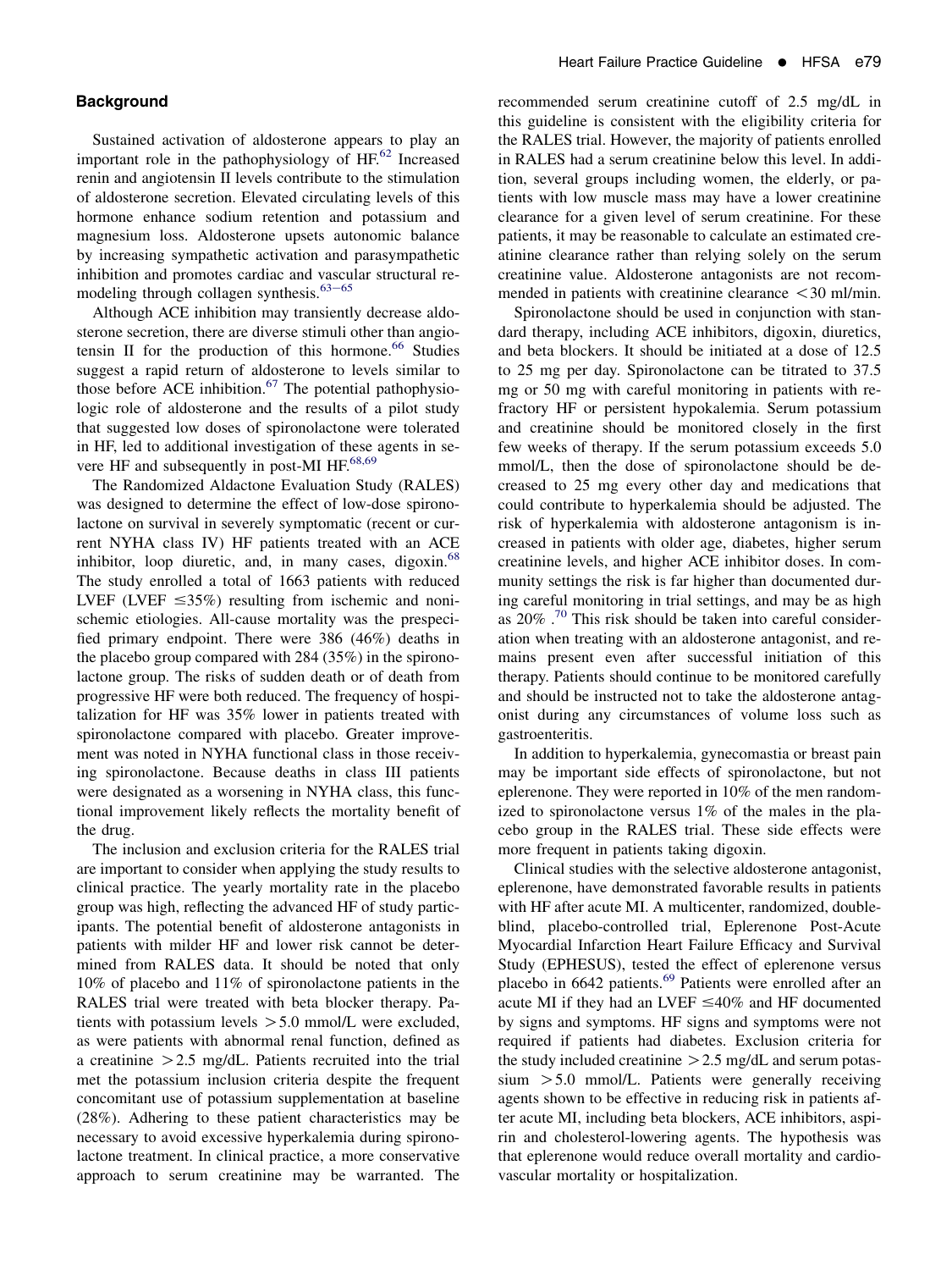### Background

Sustained activation of aldosterone appears to play an important role in the pathophysiology of HF.[62] Increased renin and angiotensin II levels contribute to the stimulation of aldosterone secretion. Elevated circulating levels of this hormone enhance sodium retention and potassium and magnesium loss. Aldosterone upsets autonomic balance by increasing sympathetic activation and parasympathetic inhibition and promotes cardiac and vascular structural remodeling through collagen synthesis.[63–65]

Although ACE inhibition may transiently decrease aldosterone secretion, there are diverse stimuli other than angiotensin II for the production of this hormone.[66] Studies suggest a rapid return of aldosterone to levels similar to those before ACE inhibition.[67] The potential pathophysiologic role of aldosterone and the results of a pilot study that suggested low doses of spironolactone were tolerated in HF, led to additional investigation of these agents in severe HF and subsequently in post-MI HF.[68,69]

The Randomized Aldactone Evaluation Study (RALES) was designed to determine the effect of low-dose spironolactone on survival in severely symptomatic (recent or current NYHA class IV) HF patients treated with an ACE inhibitor, loop diuretic, and, in many cases, digoxin.[68] The study enrolled a total of 1663 patients with reduced LVEF (LVEF $\leq$35%) resulting from ischemic and nonischemic etiologies. All-cause mortality was the prespecified primary endpoint. There were 386 (46%) deaths in the placebo group compared with 284 (35%) in the spironolactone group. The risks of sudden death or of death from progressive HF were both reduced. The frequency of hospitalization for HF was 35% lower in patients treated with spironolactone compared with placebo. Greater improvement was noted in NYHA functional class in those receiving spironolactone. Because deaths in class III patients were designated as a worsening in NYHA class, this functional improvement likely reflects the mortality benefit of the drug.

The inclusion and exclusion criteria for the RALES trial are important to consider when applying the study results to clinical practice. The yearly mortality rate in the placebo group was high, reflecting the advanced HF of study participants. The potential benefit of aldosterone antagonists in patients with milder HF and lower risk cannot be determined from RALES data. It should be noted that only 10% of placebo and 11% of spironolactone patients in the RALES trial were treated with beta blocker therapy. Patients with potassium levels $>$5.0 mmol/L were excluded, as were patients with abnormal renal function, defined as a creatinine $>$2.5 mg/dL. Patients recruited into the trial met the potassium inclusion criteria despite the frequent concomitant use of potassium supplementation at baseline (28%). Adhering to these patient characteristics may be necessary to avoid excessive hyperkalemia during spironolactone treatment. In clinical practice, a more conservative approach to serum creatinine may be warranted. The recommended serum creatinine cutoff of 2.5 mg/dL in this guideline is consistent with the eligibility criteria for the RALES trial. However, the majority of patients enrolled in RALES had a serum creatinine below this level. In addition, several groups including women, the elderly, or patients with low muscle mass may have a lower creatinine clearance for a given level of serum creatinine. For these patients, it may be reasonable to calculate an estimated creatinine clearance rather than relying solely on the serum creatinine value. Aldosterone antagonists are not recommended in patients with creatinine clearance $<$30 ml/min.

Spironolactone should be used in conjunction with standard therapy, including ACE inhibitors, digoxin, diuretics, and beta blockers. It should be initiated at a dose of 12.5 to 25 mg per day. Spironolactone can be titrated to 37.5 mg or 50 mg with careful monitoring in patients with refractory HF or persistent hypokalemia. Serum potassium and creatinine should be monitored closely in the first few weeks of therapy. If the serum potassium exceeds 5.0 mmol/L, then the dose of spironolactone should be decreased to 25 mg every other day and medications that could contribute to hyperkalemia should be adjusted. The risk of hyperkalemia with aldosterone antagonism is increased in patients with older age, diabetes, higher serum creatinine levels, and higher ACE inhibitor doses. In community settings the risk is far higher than documented during careful monitoring in trial settings, and may be as high as 20% .[70] This risk should be taken into careful consideration when treating with an aldosterone antagonist, and remains present even after successful initiation of this therapy. Patients should continue to be monitored carefully and should be instructed not to take the aldosterone antagonist during any circumstances of volume loss such as gastroenteritis.

In addition to hyperkalemia, gynecomastia or breast pain may be important side effects of spironolactone, but not eplerenone. They were reported in 10% of the men randomized to spironolactone versus 1% of the males in the placebo group in the RALES trial. These side effects were more frequent in patients taking digoxin.

Clinical studies with the selective aldosterone antagonist, eplerenone, have demonstrated favorable results in patients with HF after acute MI. A multicenter, randomized, double-blind, placebo-controlled trial, Eplerenone Post-Acute Myocardial Infarction Heart Failure Efficacy and Survival Study (EPHESUS), tested the effect of eplerenone versus placebo in 6642 patients.[69] Patients were enrolled after an acute MI if they had an LVEF $\leq$40% and HF documented by signs and symptoms. HF signs and symptoms were not required if patients had diabetes. Exclusion criteria for the study included creatinine $>$2.5 mg/dL and serum potassium $>$5.0 mmol/L. Patients were generally receiving agents shown to be effective in reducing risk in patients after acute MI, including beta blockers, ACE inhibitors, aspirin and cholesterol-lowering agents. The hypothesis was that eplerenone would reduce overall mortality and cardiovascular mortality or hospitalization.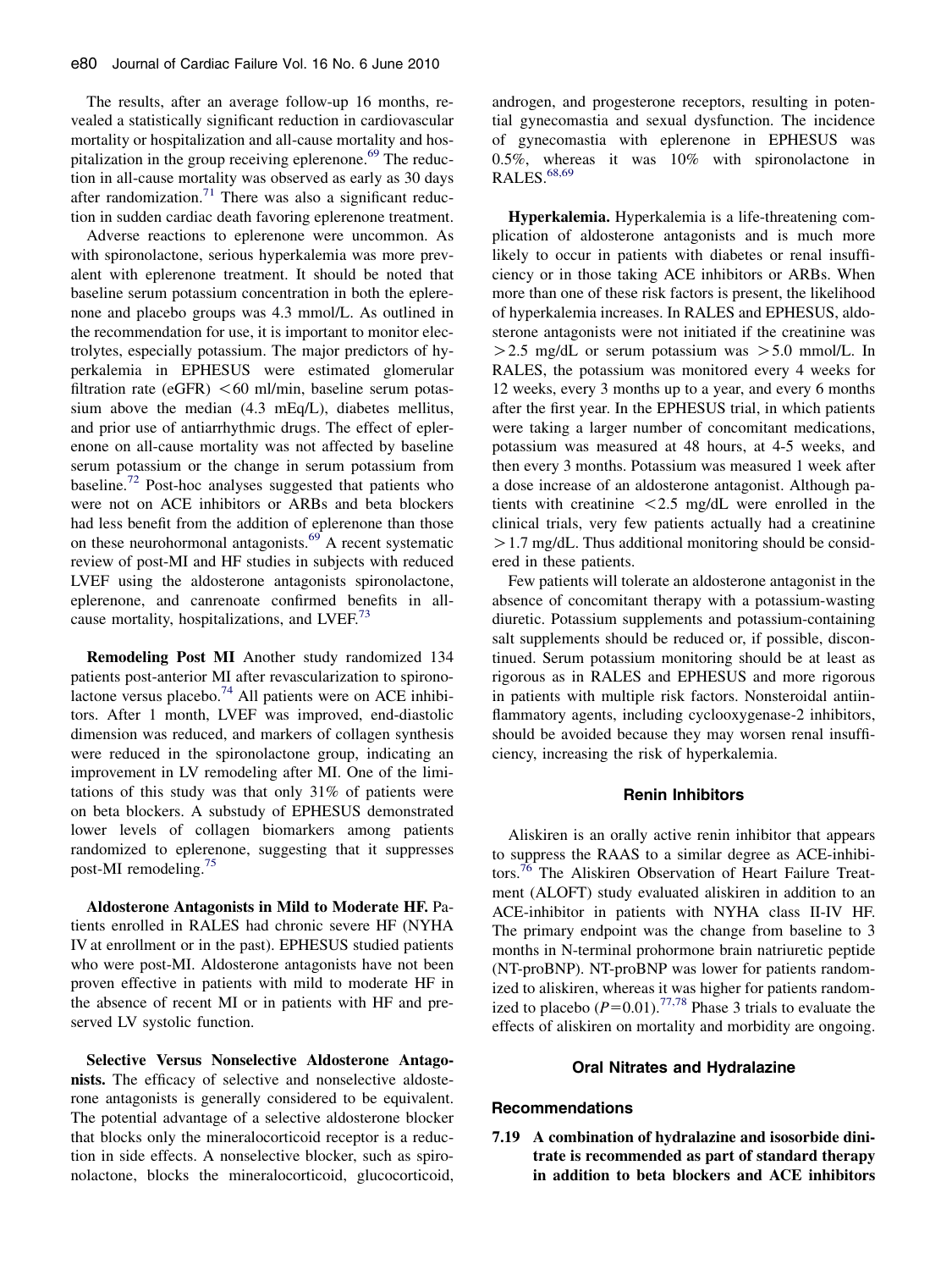The results, after an average follow-up 16 months, revealed a statistically significant reduction in cardiovascular mortality or hospitalization and all-cause mortality and hospitalization in the group receiving eplerenone.[69] The reduction in all-cause mortality was observed as early as 30 days after randomization.[71] There was also a significant reduction in sudden cardiac death favoring eplerenone treatment.

Adverse reactions to eplerenone were uncommon. As with spironolactone, serious hyperkalemia was more prevalent with eplerenone treatment. It should be noted that baseline serum potassium concentration in both the eplerenone and placebo groups was 4.3 mmol/L. As outlined in the recommendation for use, it is important to monitor electrolytes, especially potassium. The major predictors of hyperkalemia in EPHESUS were estimated glomerular filtration rate (eGFR) <60 ml/min, baseline serum potassium above the median (4.3 mEq/L), diabetes mellitus, and prior use of antiarrhythmic drugs. The effect of eplerenone on all-cause mortality was not affected by baseline serum potassium or the change in serum potassium from baseline.[72] Post-hoc analyses suggested that patients who were not on ACE inhibitors or ARBs and beta blockers had less benefit from the addition of eplerenone than those on these neurohormonal antagonists.[69] A recent systematic review of post-MI and HF studies in subjects with reduced LVEF using the aldosterone antagonists spironolactone, eplerenone, and canrenoate confirmed benefits in all-cause mortality, hospitalizations, and LVEF.[73]

**Remodeling Post MI** Another study randomized 134 patients post-anterior MI after revascularization to spironolactone versus placebo.[74] All patients were on ACE inhibitors. After 1 month, LVEF was improved, end-diastolic dimension was reduced, and markers of collagen synthesis were reduced in the spironolactone group, indicating an improvement in LV remodeling after MI. One of the limitations of this study was that only 31% of patients were on beta blockers. A substudy of EPHESUS demonstrated lower levels of collagen biomarkers among patients randomized to eplerenone, suggesting that it suppresses post-MI remodeling.[75]

**Aldosterone Antagonists in Mild to Moderate HF.** Patients enrolled in RALES had chronic severe HF (NYHA IV at enrollment or in the past). EPHESUS studied patients who were post-MI. Aldosterone antagonists have not been proven effective in patients with mild to moderate HF in the absence of recent MI or in patients with HF and preserved LV systolic function.

**Selective Versus Nonselective Aldosterone Antagonists.** The efficacy of selective and nonselective aldosterone antagonists is generally considered to be equivalent. The potential advantage of a selective aldosterone blocker that blocks only the mineralocorticoid receptor is a reduction in side effects. A nonselective blocker, such as spironolactone, blocks the mineralocorticoid, glucocorticoid, androgen, and progesterone receptors, resulting in potential gynecomastia and sexual dysfunction. The incidence of gynecomastia with eplerenone in EPHESUS was 0.5%, whereas it was 10% with spironolactone in RALES.[68,69]

**Hyperkalemia.** Hyperkalemia is a life-threatening complication of aldosterone antagonists and is much more likely to occur in patients with diabetes or renal insufficiency or in those taking ACE inhibitors or ARBs. When more than one of these risk factors is present, the likelihood of hyperkalemia increases. In RALES and EPHESUS, aldosterone antagonists were not initiated if the creatinine was >2.5 mg/dL or serum potassium was >5.0 mmol/L. In RALES, the potassium was monitored every 4 weeks for 12 weeks, every 3 months up to a year, and every 6 months after the first year. In the EPHESUS trial, in which patients were taking a larger number of concomitant medications, potassium was measured at 48 hours, at 4-5 weeks, and then every 3 months. Potassium was measured 1 week after a dose increase of an aldosterone antagonist. Although patients with creatinine <2.5 mg/dL were enrolled in the clinical trials, very few patients actually had a creatinine >1.7 mg/dL. Thus additional monitoring should be considered in these patients.

Few patients will tolerate an aldosterone antagonist in the absence of concomitant therapy with a potassium-wasting diuretic. Potassium supplements and potassium-containing salt supplements should be reduced or, if possible, discontinued. Serum potassium monitoring should be at least as rigorous as in RALES and EPHESUS and more rigorous in patients with multiple risk factors. Nonsteroidal antiinflammatory agents, including cyclooxygenase-2 inhibitors, should be avoided because they may worsen renal insufficiency, increasing the risk of hyperkalemia.

### Renin Inhibitors

Aliskiren is an orally active renin inhibitor that appears to suppress the RAAS to a similar degree as ACE-inhibitors.[76] The Aliskiren Observation of Heart Failure Treatment (ALOFT) study evaluated aliskiren in addition to an ACE-inhibitor in patients with NYHA class II-IV HF. The primary endpoint was the change from baseline to 3 months in N-terminal prohormone brain natriuretic peptide (NT-proBNP). NT-proBNP was lower for patients randomized to aliskiren, whereas it was higher for patients randomized to placebo ($P=0.01$).[77,78] Phase 3 trials to evaluate the effects of aliskiren on mortality and morbidity are ongoing.

### Oral Nitrates and Hydralazine

#### Recommendations

**7.19 A combination of hydralazine and isosorbide dinitrate is recommended as part of standard therapy in addition to beta blockers and ACE inhibitors**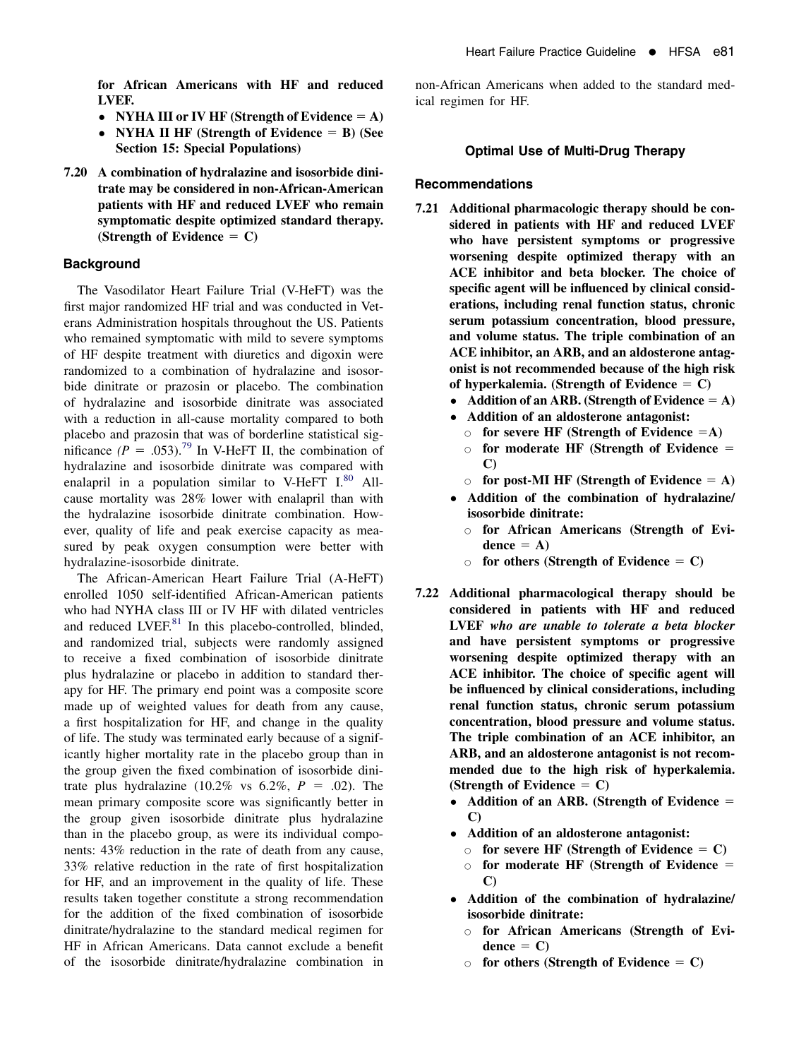**for African Americans with HF and reduced LVEF.**

- **NYHA III or IV HF (Strength of Evidence = A)**
- **NYHA II HF (Strength of Evidence = B) (See Section 15: Special Populations)**

**7.20 A combination of hydralazine and isosorbide dinitrate may be considered in non-African-American patients with HF and reduced LVEF who remain symptomatic despite optimized standard therapy. (Strength of Evidence = C)**

### Background

The Vasodilator Heart Failure Trial (V-HeFT) was the first major randomized HF trial and was conducted in Veterans Administration hospitals throughout the US. Patients who remained symptomatic with mild to severe symptoms of HF despite treatment with diuretics and digoxin were randomized to a combination of hydralazine and isosorbide dinitrate or prazosin or placebo. The combination of hydralazine and isosorbide dinitrate was associated with a reduction in all-cause mortality compared to both placebo and prazosin that was of borderline statistical significance ($P = .053$).[79] In V-HeFT II, the combination of hydralazine and isosorbide dinitrate was compared with enalapril in a population similar to V-HeFT I.[80] All-cause mortality was 28% lower with enalapril than with the hydralazine isosorbide dinitrate combination. However, quality of life and peak exercise capacity as measured by peak oxygen consumption were better with hydralazine-isosorbide dinitrate.

The African-American Heart Failure Trial (A-HeFT) enrolled 1050 self-identified African-American patients who had NYHA class III or IV HF with dilated ventricles and reduced LVEF.[81] In this placebo-controlled, blinded, and randomized trial, subjects were randomly assigned to receive a fixed combination of isosorbide dinitrate plus hydralazine or placebo in addition to standard therapy for HF. The primary end point was a composite score made up of weighted values for death from any cause, a first hospitalization for HF, and change in the quality of life. The study was terminated early because of a significantly higher mortality rate in the placebo group than in the group given the fixed combination of isosorbide dinitrate plus hydralazine (10.2% vs 6.2%, $P = .02$). The mean primary composite score was significantly better in the group given isosorbide dinitrate plus hydralazine than in the placebo group, as were its individual components: 43% reduction in the rate of death from any cause, 33% relative reduction in the rate of first hospitalization for HF, and an improvement in the quality of life. These results taken together constitute a strong recommendation for the addition of the fixed combination of isosorbide dinitrate/hydralazine to the standard medical regimen for HF in African Americans. Data cannot exclude a benefit of the isosorbide dinitrate/hydralazine combination in non-African Americans when added to the standard medical regimen for HF.

## Optimal Use of Multi-Drug Therapy

### Recommendations

**7.21 Additional pharmacologic therapy should be considered in patients with HF and reduced LVEF who have persistent symptoms or progressive worsening despite optimized therapy with an ACE inhibitor and beta blocker. The choice of specific agent will be influenced by clinical considerations, including renal function status, chronic serum potassium concentration, blood pressure, and volume status. The triple combination of an ACE inhibitor, an ARB, and an aldosterone antagonist is not recommended because of the high risk of hyperkalemia. (Strength of Evidence = C)**

- **Addition of an ARB. (Strength of Evidence = A)**
- **Addition of an aldosterone antagonist:**
  - **for severe HF (Strength of Evidence =A)**
  - **for moderate HF (Strength of Evidence = C)**
  - **for post-MI HF (Strength of Evidence = A)**
- **Addition of the combination of hydralazine/isosorbide dinitrate:**
  - **for African Americans (Strength of Evidence = A)**
  - **for others (Strength of Evidence = C)**

**7.22 Additional pharmacological therapy should be considered in patients with HF and reduced LVEF *who are unable to tolerate a beta blocker* and have persistent symptoms or progressive worsening despite optimized therapy with an ACE inhibitor. The choice of specific agent will be influenced by clinical considerations, including renal function status, chronic serum potassium concentration, blood pressure and volume status. The triple combination of an ACE inhibitor, an ARB, and an aldosterone antagonist is not recommended due to the high risk of hyperkalemia. (Strength of Evidence = C)**

- **Addition of an ARB. (Strength of Evidence = C)**
- **Addition of an aldosterone antagonist:**
  - **for severe HF (Strength of Evidence = C)**
  - **for moderate HF (Strength of Evidence = C)**
- **Addition of the combination of hydralazine/isosorbide dinitrate:**
  - **for African Americans (Strength of Evidence = C)**
  - **for others (Strength of Evidence = C)**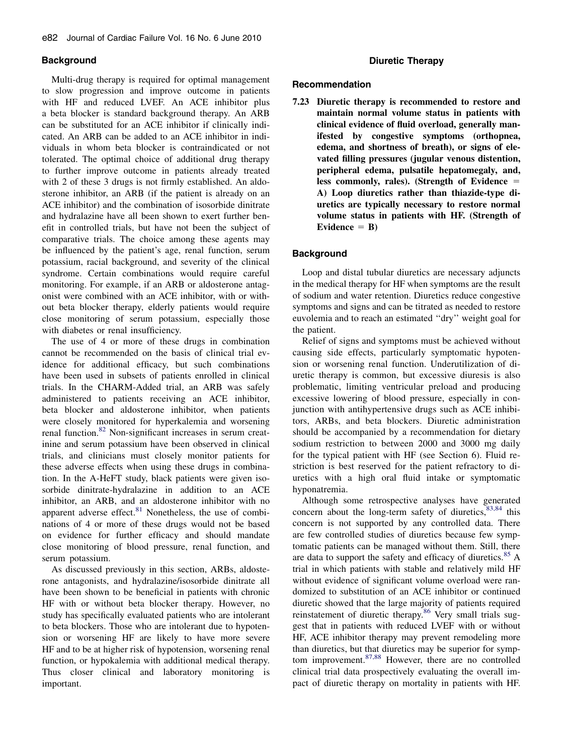### Background

Multi-drug therapy is required for optimal management to slow progression and improve outcome in patients with HF and reduced LVEF. An ACE inhibitor plus a beta blocker is standard background therapy. An ARB can be substituted for an ACE inhibitor if clinically indicated. An ARB can be added to an ACE inhibitor in individuals in whom beta blocker is contraindicated or not tolerated. The optimal choice of additional drug therapy to further improve outcome in patients already treated with 2 of these 3 drugs is not firmly established. An aldosterone inhibitor, an ARB (if the patient is already on an ACE inhibitor) and the combination of isosorbide dinitrate and hydralazine have all been shown to exert further benefit in controlled trials, but have not been the subject of comparative trials. The choice among these agents may be influenced by the patient's age, renal function, serum potassium, racial background, and severity of the clinical syndrome. Certain combinations would require careful monitoring. For example, if an ARB or aldosterone antagonist were combined with an ACE inhibitor, with or without beta blocker therapy, elderly patients would require close monitoring of serum potassium, especially those with diabetes or renal insufficiency.

The use of 4 or more of these drugs in combination cannot be recommended on the basis of clinical trial evidence for additional efficacy, but such combinations have been used in subsets of patients enrolled in clinical trials. In the CHARM-Added trial, an ARB was safely administered to patients receiving an ACE inhibitor, beta blocker and aldosterone inhibitor, when patients were closely monitored for hyperkalemia and worsening renal function.[82] Non-significant increases in serum creatinine and serum potassium have been observed in clinical trials, and clinicians must closely monitor patients for these adverse effects when using these drugs in combination. In the A-HeFT study, black patients were given isosorbide dinitrate-hydralazine in addition to an ACE inhibitor, an ARB, and an aldosterone inhibitor with no apparent adverse effect.[81] Nonetheless, the use of combinations of 4 or more of these drugs would not be based on evidence for further efficacy and should mandate close monitoring of blood pressure, renal function, and serum potassium.

As discussed previously in this section, ARBs, aldosterone antagonists, and hydralazine/isosorbide dinitrate all have been shown to be beneficial in patients with chronic HF with or without beta blocker therapy. However, no study has specifically evaluated patients who are intolerant to beta blockers. Those who are intolerant due to hypotension or worsening HF are likely to have more severe HF and to be at higher risk of hypotension, worsening renal function, or hypokalemia with additional medical therapy. Thus closer clinical and laboratory monitoring is important.

## Diuretic Therapy

### Recommendation

**7.23 Diuretic therapy is recommended to restore and maintain normal volume status in patients with clinical evidence of fluid overload, generally manifested by congestive symptoms (orthopnea, edema, and shortness of breath), or signs of elevated filling pressures (jugular venous distention, peripheral edema, pulsatile hepatomegaly, and, less commonly, rales). (Strength of Evidence = A) Loop diuretics rather than thiazide-type diuretics are typically necessary to restore normal volume status in patients with HF. (Strength of Evidence = B)**

### Background

Loop and distal tubular diuretics are necessary adjuncts in the medical therapy for HF when symptoms are the result of sodium and water retention. Diuretics reduce congestive symptoms and signs and can be titrated as needed to restore euvolemia and to reach an estimated "dry" weight goal for the patient.

Relief of signs and symptoms must be achieved without causing side effects, particularly symptomatic hypotension or worsening renal function. Underutilization of diuretic therapy is common, but excessive diuresis is also problematic, limiting ventricular preload and producing excessive lowering of blood pressure, especially in conjunction with antihypertensive drugs such as ACE inhibitors, ARBs, and beta blockers. Diuretic administration should be accompanied by a recommendation for dietary sodium restriction to between 2000 and 3000 mg daily for the typical patient with HF (see Section 6). Fluid restriction is best reserved for the patient refractory to diuretics with a high oral fluid intake or symptomatic hyponatremia.

Although some retrospective analyses have generated concern about the long-term safety of diuretics,[83,84] this concern is not supported by any controlled data. There are few controlled studies of diuretics because few symptomatic patients can be managed without them. Still, there are data to support the safety and efficacy of diuretics.[85] A trial in which patients with stable and relatively mild HF without evidence of significant volume overload were randomized to substitution of an ACE inhibitor or continued diuretic showed that the large majority of patients required reinstatement of diuretic therapy.[86] Very small trials suggest that in patients with reduced LVEF with or without HF, ACE inhibitor therapy may prevent remodeling more than diuretics, but that diuretics may be superior for symptom improvement.[87,88] However, there are no controlled clinical trial data prospectively evaluating the overall impact of diuretic therapy on mortality in patients with HF.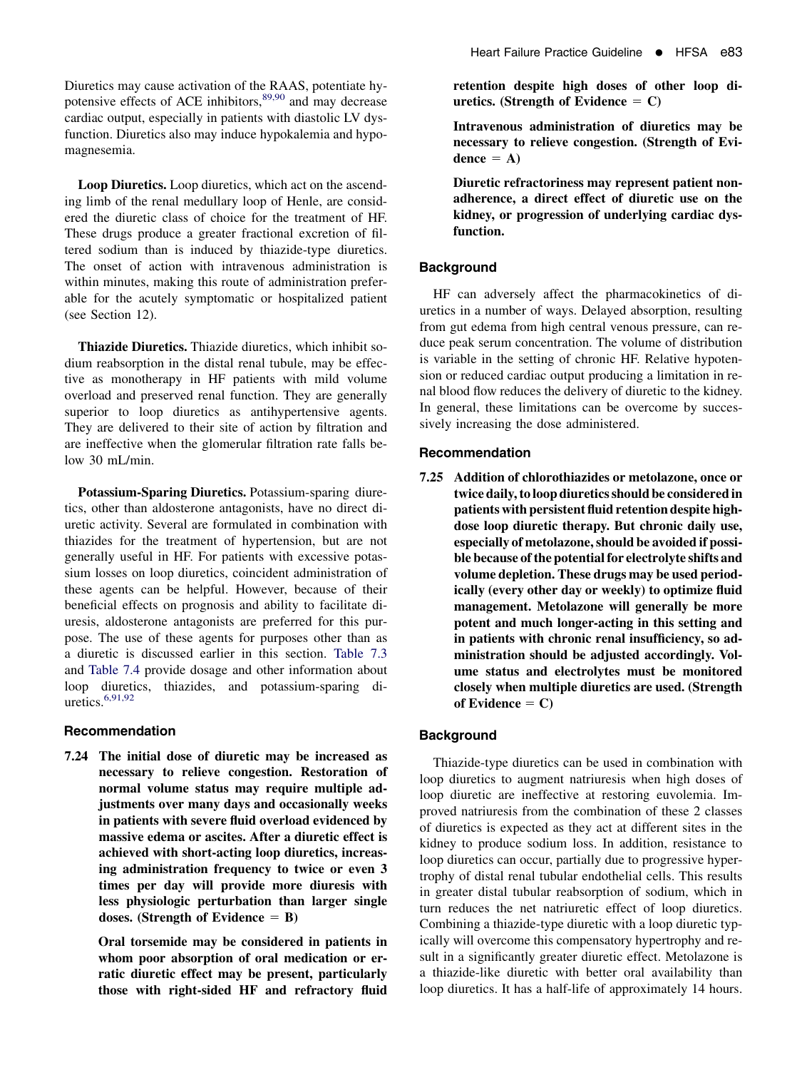Diuretics may cause activation of the RAAS, potentiate hypotensive effects of ACE inhibitors,[89,90] and may decrease cardiac output, especially in patients with diastolic LV dysfunction. Diuretics also may induce hypokalemia and hypomagnesemia.

**Loop Diuretics.** Loop diuretics, which act on the ascending limb of the renal medullary loop of Henle, are considered the diuretic class of choice for the treatment of HF. These drugs produce a greater fractional excretion of filtered sodium than is induced by thiazide-type diuretics. The onset of action with intravenous administration is within minutes, making this route of administration preferable for the acutely symptomatic or hospitalized patient (see Section 12).

**Thiazide Diuretics.** Thiazide diuretics, which inhibit sodium reabsorption in the distal renal tubule, may be effective as monotherapy in HF patients with mild volume overload and preserved renal function. They are generally superior to loop diuretics as antihypertensive agents. They are delivered to their site of action by filtration and are ineffective when the glomerular filtration rate falls below 30 mL/min.

**Potassium-Sparing Diuretics.** Potassium-sparing diuretics, other than aldosterone antagonists, have no direct diuretic activity. Several are formulated in combination with thiazides for the treatment of hypertension, but are not generally useful in HF. For patients with excessive potassium losses on loop diuretics, coincident administration of these agents can be helpful. However, because of their beneficial effects on prognosis and ability to facilitate diuresis, aldosterone antagonists are preferred for this purpose. The use of these agents for purposes other than as a diuretic is discussed earlier in this section. Table 7.3 and Table 7.4 provide dosage and other information about loop diuretics, thiazides, and potassium-sparing diuretics.[6,91,92]

### Recommendation

**7.24 The initial dose of diuretic may be increased as necessary to relieve congestion. Restoration of normal volume status may require multiple adjustments over many days and occasionally weeks in patients with severe fluid overload evidenced by massive edema or ascites. After a diuretic effect is achieved with short-acting loop diuretics, increasing administration frequency to twice or even 3 times per day will provide more diuresis with less physiologic perturbation than larger single doses. (Strength of Evidence = B)**

**Oral torsemide may be considered in patients in whom poor absorption of oral medication or erratic diuretic effect may be present, particularly those with right-sided HF and refractory fluid retention despite high doses of other loop diuretics. (Strength of Evidence = C)**

**Intravenous administration of diuretics may be necessary to relieve congestion. (Strength of Evidence = A)**

**Diuretic refractoriness may represent patient nonadherence, a direct effect of diuretic use on the kidney, or progression of underlying cardiac dysfunction.**

### Background

HF can adversely affect the pharmacokinetics of diuretics in a number of ways. Delayed absorption, resulting from gut edema from high central venous pressure, can reduce peak serum concentration. The volume of distribution is variable in the setting of chronic HF. Relative hypotension or reduced cardiac output producing a limitation in renal blood flow reduces the delivery of diuretic to the kidney. In general, these limitations can be overcome by successively increasing the dose administered.

### Recommendation

**7.25 Addition of chlorothiazides or metolazone, once or twice daily, to loop diuretics should be considered in patients with persistent fluid retention despite high-dose loop diuretic therapy. But chronic daily use, especially of metolazone, should be avoided if possible because of the potential for electrolyte shifts and volume depletion. These drugs may be used periodically (every other day or weekly) to optimize fluid management. Metolazone will generally be more potent and much longer-acting in this setting and in patients with chronic renal insufficiency, so administration should be adjusted accordingly. Volume status and electrolytes must be monitored closely when multiple diuretics are used. (Strength of Evidence = C)**

### Background

Thiazide-type diuretics can be used in combination with loop diuretics to augment natriuresis when high doses of loop diuretic are ineffective at restoring euvolemia. Improved natriuresis from the combination of these 2 classes of diuretics is expected as they act at different sites in the kidney to produce sodium loss. In addition, resistance to loop diuretics can occur, partially due to progressive hypertrophy of distal renal tubular endothelial cells. This results in greater distal tubular reabsorption of sodium, which in turn reduces the net natriuretic effect of loop diuretics. Combining a thiazide-type diuretic with a loop diuretic typically will overcome this compensatory hypertrophy and result in a significantly greater diuretic effect. Metolazone is a thiazide-like diuretic with better oral availability than loop diuretics. It has a half-life of approximately 14 hours.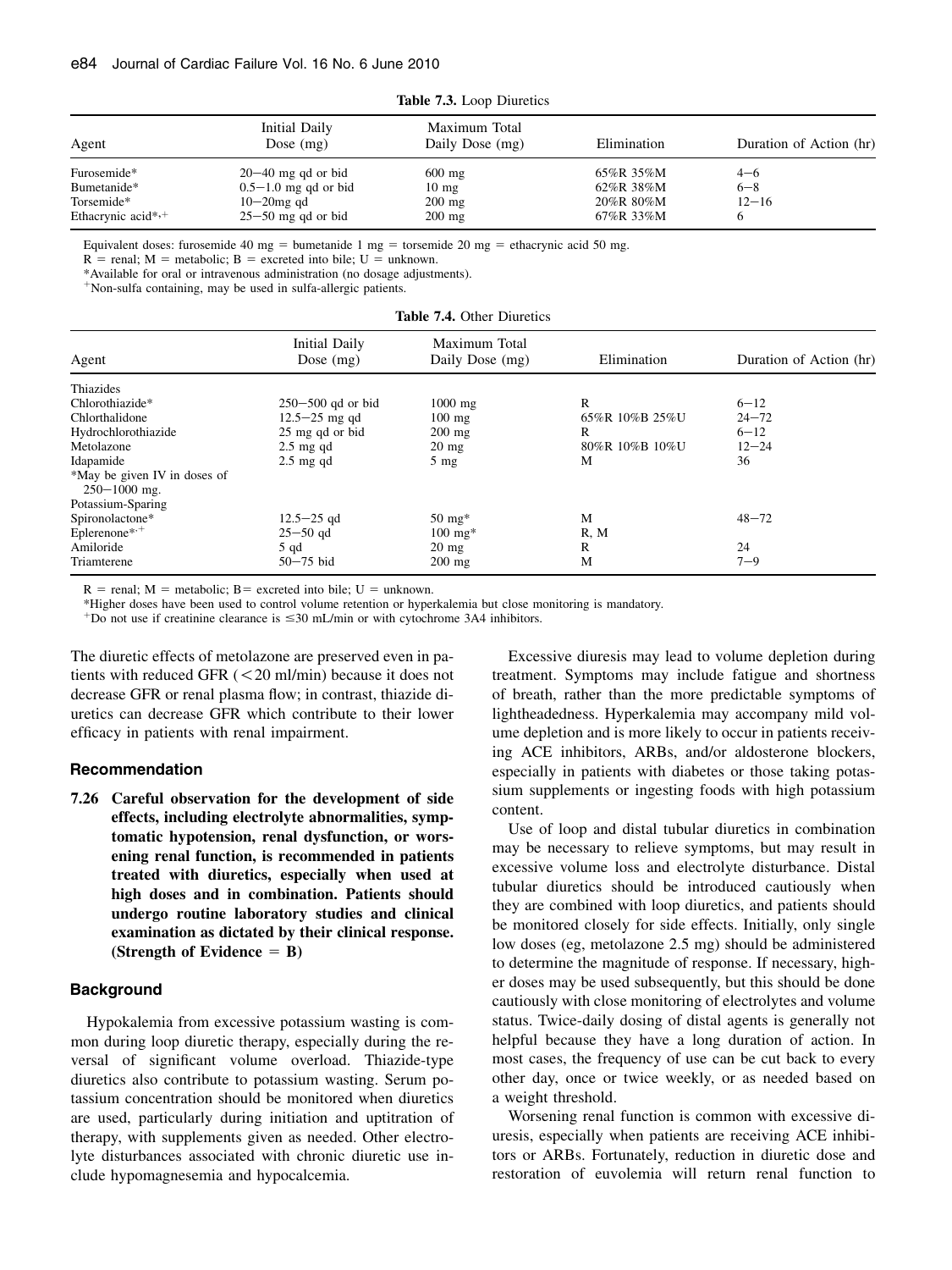**Table 7.3.** Loop Diuretics

| Agent | Initial Daily Dose (mg) | Maximum Total Daily Dose (mg) | Elimination | Duration of Action (hr) |
|---|---|---|---|---|
| Furosemide* | 20−40 mg qd or bid | 600 mg | 65%R 35%M | 4−6 |
| Bumetanide* | 0.5−1.0 mg qd or bid | 10 mg | 62%R 38%M | 6−8 |
| Torsemide* | 10−20mg qd | 200 mg | 20%R 80%M | 12−16 |
| Ethacrynic acid*,+ | 25−50 mg qd or bid | 200 mg | 67%R 33%M | 6 |

Equivalent doses: furosemide 40 mg = bumetanide 1 mg = torsemide 20 mg = ethacrynic acid 50 mg.
R = renal; M = metabolic; B = excreted into bile; U = unknown.
*Available for oral or intravenous administration (no dosage adjustments).
+Non-sulfa containing, may be used in sulfa-allergic patients.

**Table 7.4.** Other Diuretics

| Agent | Initial Daily Dose (mg) | Maximum Total Daily Dose (mg) | Elimination | Duration of Action (hr) |
|---|---|---|---|---|
| Thiazides | | | | |
| Chlorothiazide* | 250−500 qd or bid | 1000 mg | R | 6−12 |
| Chlorthalidone | 12.5−25 mg qd | 100 mg | 65%R 10%B 25%U | 24−72 |
| Hydrochlorothiazide | 25 mg qd or bid | 200 mg | R | 6−12 |
| Metolazone | 2.5 mg qd | 20 mg | 80%R 10%B 10%U | 12−24 |
| Idapamide | 2.5 mg qd | 5 mg | M | 36 |
| *May be given IV in doses of 250−1000 mg. | | | | |
| Potassium-Sparing | | | | |
| Spironolactone* | 12.5−25 qd | 50 mg* | M | 48−72 |
| Eplerenone*,+ | 25−50 qd | 100 mg* | R, M | |
| Amiloride | 5 qd | 20 mg | R | 24 |
| Triamterene | 50−75 bid | 200 mg | M | 7−9 |

R = renal; M = metabolic; B= excreted into bile; U = unknown.
*Higher doses have been used to control volume retention or hyperkalemia but close monitoring is mandatory.
+Do not use if creatinine clearance is ≤30 mL/min or with cytochrome 3A4 inhibitors.

The diuretic effects of metolazone are preserved even in patients with reduced GFR (<20 ml/min) because it does not decrease GFR or renal plasma flow; in contrast, thiazide diuretics can decrease GFR which contribute to their lower efficacy in patients with renal impairment.

#### Recommendation

**7.26 Careful observation for the development of side effects, including electrolyte abnormalities, symptomatic hypotension, renal dysfunction, or worsening renal function, is recommended in patients treated with diuretics, especially when used at high doses and in combination. Patients should undergo routine laboratory studies and clinical examination as dictated by their clinical response. (Strength of Evidence = B)**

#### Background

Hypokalemia from excessive potassium wasting is common during loop diuretic therapy, especially during the reversal of significant volume overload. Thiazide-type diuretics also contribute to potassium wasting. Serum potassium concentration should be monitored when diuretics are used, particularly during initiation and uptitration of therapy, with supplements given as needed. Other electrolyte disturbances associated with chronic diuretic use include hypomagnesemia and hypocalcemia.

Excessive diuresis may lead to volume depletion during treatment. Symptoms may include fatigue and shortness of breath, rather than the more predictable symptoms of lightheadedness. Hyperkalemia may accompany mild volume depletion and is more likely to occur in patients receiving ACE inhibitors, ARBs, and/or aldosterone blockers, especially in patients with diabetes or those taking potassium supplements or ingesting foods with high potassium content.

Use of loop and distal tubular diuretics in combination may be necessary to relieve symptoms, but may result in excessive volume loss and electrolyte disturbance. Distal tubular diuretics should be introduced cautiously when they are combined with loop diuretics, and patients should be monitored closely for side effects. Initially, only single low doses (eg, metolazone 2.5 mg) should be administered to determine the magnitude of response. If necessary, higher doses may be used subsequently, but this should be done cautiously with close monitoring of electrolytes and volume status. Twice-daily dosing of distal agents is generally not helpful because they have a long duration of action. In most cases, the frequency of use can be cut back to every other day, once or twice weekly, or as needed based on a weight threshold.

Worsening renal function is common with excessive diuresis, especially when patients are receiving ACE inhibitors or ARBs. Fortunately, reduction in diuretic dose and restoration of euvolemia will return renal function to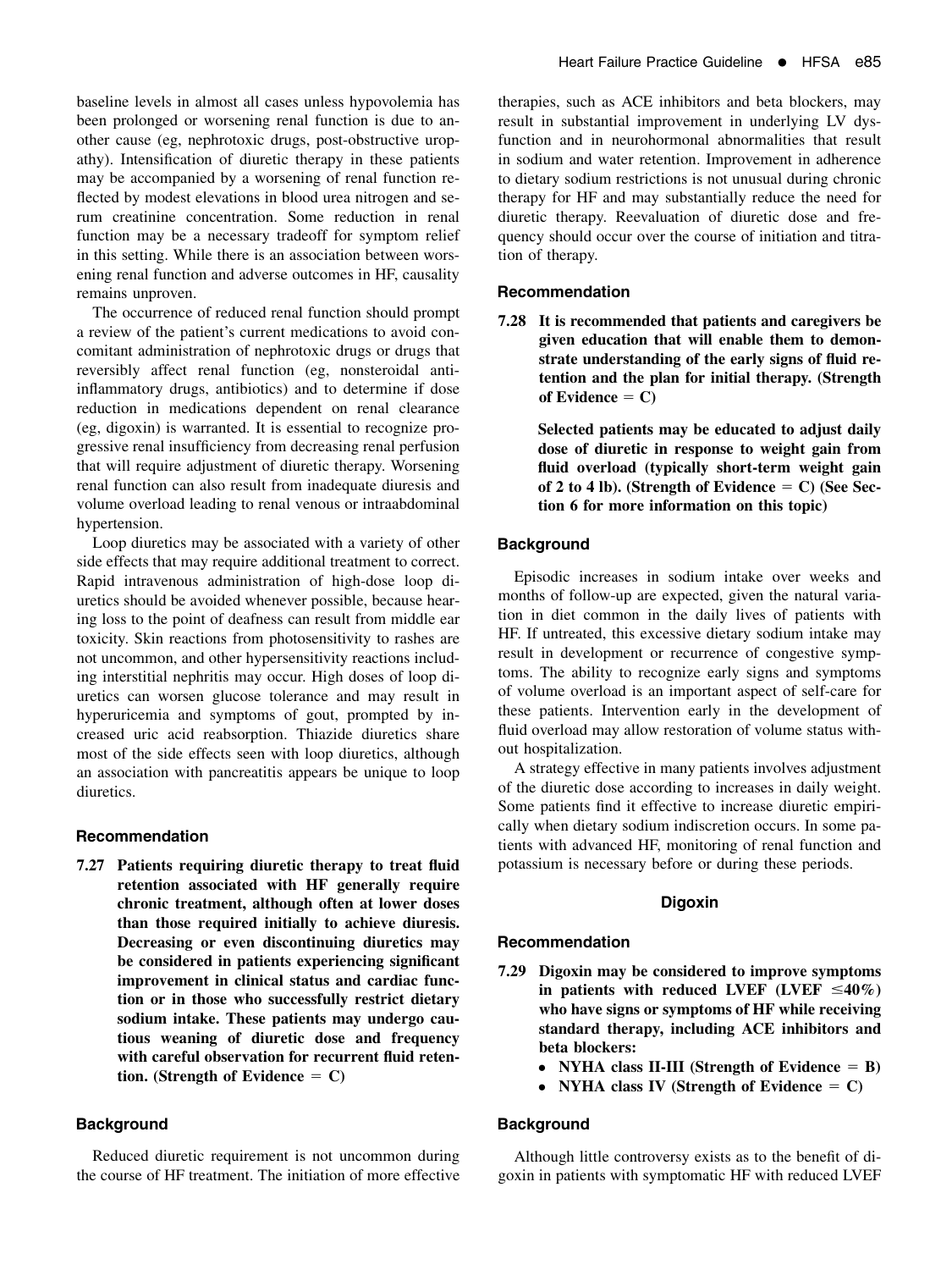baseline levels in almost all cases unless hypovolemia has been prolonged or worsening renal function is due to another cause (eg, nephrotoxic drugs, post-obstructive uropathy). Intensification of diuretic therapy in these patients may be accompanied by a worsening of renal function reflected by modest elevations in blood urea nitrogen and serum creatinine concentration. Some reduction in renal function may be a necessary tradeoff for symptom relief in this setting. While there is an association between worsening renal function and adverse outcomes in HF, causality remains unproven.

The occurrence of reduced renal function should prompt a review of the patient's current medications to avoid concomitant administration of nephrotoxic drugs or drugs that reversibly affect renal function (eg, nonsteroidal anti-inflammatory drugs, antibiotics) and to determine if dose reduction in medications dependent on renal clearance (eg, digoxin) is warranted. It is essential to recognize progressive renal insufficiency from decreasing renal perfusion that will require adjustment of diuretic therapy. Worsening renal function can also result from inadequate diuresis and volume overload leading to renal venous or intraabdominal hypertension.

Loop diuretics may be associated with a variety of other side effects that may require additional treatment to correct. Rapid intravenous administration of high-dose loop diuretics should be avoided whenever possible, because hearing loss to the point of deafness can result from middle ear toxicity. Skin reactions from photosensitivity to rashes are not uncommon, and other hypersensitivity reactions including interstitial nephritis may occur. High doses of loop diuretics can worsen glucose tolerance and may result in hyperuricemia and symptoms of gout, prompted by increased uric acid reabsorption. Thiazide diuretics share most of the side effects seen with loop diuretics, although an association with pancreatitis appears be unique to loop diuretics.

### Recommendation

**7.27 Patients requiring diuretic therapy to treat fluid retention associated with HF generally require chronic treatment, although often at lower doses than those required initially to achieve diuresis. Decreasing or even discontinuing diuretics may be considered in patients experiencing significant improvement in clinical status and cardiac function or in those who successfully restrict dietary sodium intake. These patients may undergo cautious weaning of diuretic dose and frequency with careful observation for recurrent fluid retention. (Strength of Evidence = C)**

### Background

Reduced diuretic requirement is not uncommon during the course of HF treatment. The initiation of more effective therapies, such as ACE inhibitors and beta blockers, may result in substantial improvement in underlying LV dysfunction and in neurohormonal abnormalities that result in sodium and water retention. Improvement in adherence to dietary sodium restrictions is not unusual during chronic therapy for HF and may substantially reduce the need for diuretic therapy. Reevaluation of diuretic dose and frequency should occur over the course of initiation and titration of therapy.

### Recommendation

**7.28 It is recommended that patients and caregivers be given education that will enable them to demonstrate understanding of the early signs of fluid retention and the plan for initial therapy. (Strength of Evidence = C)**

**Selected patients may be educated to adjust daily dose of diuretic in response to weight gain from fluid overload (typically short-term weight gain of 2 to 4 lb). (Strength of Evidence = C) (See Section 6 for more information on this topic)**

### Background

Episodic increases in sodium intake over weeks and months of follow-up are expected, given the natural variation in diet common in the daily lives of patients with HF. If untreated, this excessive dietary sodium intake may result in development or recurrence of congestive symptoms. The ability to recognize early signs and symptoms of volume overload is an important aspect of self-care for these patients. Intervention early in the development of fluid overload may allow restoration of volume status without hospitalization.

A strategy effective in many patients involves adjustment of the diuretic dose according to increases in daily weight. Some patients find it effective to increase diuretic empirically when dietary sodium indiscretion occurs. In some patients with advanced HF, monitoring of renal function and potassium is necessary before or during these periods.

## Digoxin

### Recommendation

**7.29 Digoxin may be considered to improve symptoms in patients with reduced LVEF (LVEF ≤40%) who have signs or symptoms of HF while receiving standard therapy, including ACE inhibitors and beta blockers:**

- **NYHA class II-III (Strength of Evidence = B)**
- **NYHA class IV (Strength of Evidence = C)**

### Background

Although little controversy exists as to the benefit of digoxin in patients with symptomatic HF with reduced LVEF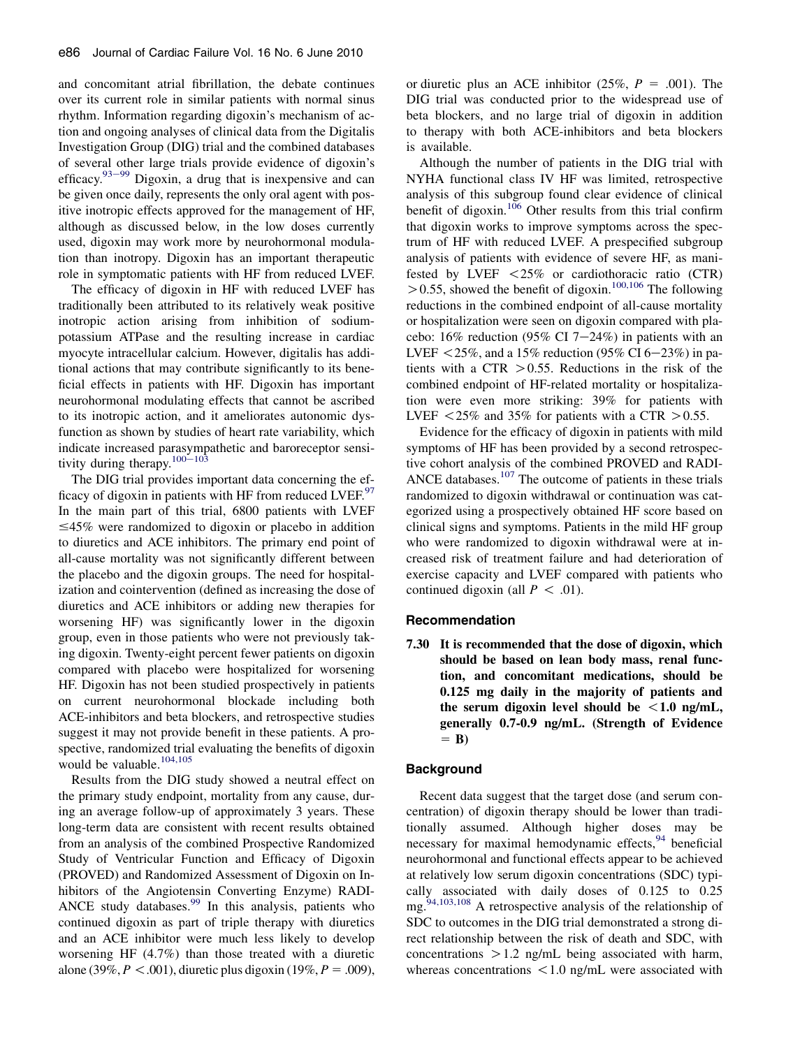and concomitant atrial fibrillation, the debate continues over its current role in similar patients with normal sinus rhythm. Information regarding digoxin's mechanism of action and ongoing analyses of clinical data from the Digitalis Investigation Group (DIG) trial and the combined databases of several other large trials provide evidence of digoxin's efficacy.[93–99] Digoxin, a drug that is inexpensive and can be given once daily, represents the only oral agent with positive inotropic effects approved for the management of HF, although as discussed below, in the low doses currently used, digoxin may work more by neurohormonal modulation than inotropy. Digoxin has an important therapeutic role in symptomatic patients with HF from reduced LVEF.

The efficacy of digoxin in HF with reduced LVEF has traditionally been attributed to its relatively weak positive inotropic action arising from inhibition of sodium-potassium ATPase and the resulting increase in cardiac myocyte intracellular calcium. However, digitalis has additional actions that may contribute significantly to its beneficial effects in patients with HF. Digoxin has important neurohormonal modulating effects that cannot be ascribed to its inotropic action, and it ameliorates autonomic dysfunction as shown by studies of heart rate variability, which indicate increased parasympathetic and baroreceptor sensitivity during therapy.[100–103]

The DIG trial provides important data concerning the efficacy of digoxin in patients with HF from reduced LVEF.[97] In the main part of this trial, 6800 patients with LVEF ≤45% were randomized to digoxin or placebo in addition to diuretics and ACE inhibitors. The primary end point of all-cause mortality was not significantly different between the placebo and the digoxin groups. The need for hospitalization and cointervention (defined as increasing the dose of diuretics and ACE inhibitors or adding new therapies for worsening HF) was significantly lower in the digoxin group, even in those patients who were not previously taking digoxin. Twenty-eight percent fewer patients on digoxin compared with placebo were hospitalized for worsening HF. Digoxin has not been studied prospectively in patients on current neurohormonal blockade including both ACE-inhibitors and beta blockers, and retrospective studies suggest it may not provide benefit in these patients. A prospective, randomized trial evaluating the benefits of digoxin would be valuable.[104,105]

Results from the DIG study showed a neutral effect on the primary study endpoint, mortality from any cause, during an average follow-up of approximately 3 years. These long-term data are consistent with recent results obtained from an analysis of the combined Prospective Randomized Study of Ventricular Function and Efficacy of Digoxin (PROVED) and Randomized Assessment of Digoxin on Inhibitors of the Angiotensin Converting Enzyme) RADIANCE study databases.[99] In this analysis, patients who continued digoxin as part of triple therapy with diuretics and an ACE inhibitor were much less likely to develop worsening HF (4.7%) than those treated with a diuretic alone (39%, $P < .001$), diuretic plus digoxin (19%, $P = .009$), or diuretic plus an ACE inhibitor (25%, $P = .001$). The DIG trial was conducted prior to the widespread use of beta blockers, and no large trial of digoxin in addition to therapy with both ACE-inhibitors and beta blockers is available.

Although the number of patients in the DIG trial with NYHA functional class IV HF was limited, retrospective analysis of this subgroup found clear evidence of clinical benefit of digoxin.[106] Other results from this trial confirm that digoxin works to improve symptoms across the spectrum of HF with reduced LVEF. A prespecified subgroup analysis of patients with evidence of severe HF, as manifested by LVEF <25% or cardiothoracic ratio (CTR) >0.55, showed the benefit of digoxin.[100,106] The following reductions in the combined endpoint of all-cause mortality or hospitalization were seen on digoxin compared with placebo: 16% reduction (95% CI 7–24%) in patients with an LVEF <25%, and a 15% reduction (95% CI 6–23%) in patients with a CTR >0.55. Reductions in the risk of the combined endpoint of HF-related mortality or hospitalization were even more striking: 39% for patients with LVEF <25% and 35% for patients with a CTR >0.55.

Evidence for the efficacy of digoxin in patients with mild symptoms of HF has been provided by a second retrospective cohort analysis of the combined PROVED and RADIANCE databases.[107] The outcome of patients in these trials randomized to digoxin withdrawal or continuation was categorized using a prospectively obtained HF score based on clinical signs and symptoms. Patients in the mild HF group who were randomized to digoxin withdrawal were at increased risk of treatment failure and had deterioration of exercise capacity and LVEF compared with patients who continued digoxin (all $P < .01$).

### Recommendation

**7.30 It is recommended that the dose of digoxin, which should be based on lean body mass, renal function, and concomitant medications, should be 0.125 mg daily in the majority of patients and the serum digoxin level should be <1.0 ng/mL, generally 0.7-0.9 ng/mL. (Strength of Evidence = B)**

### Background

Recent data suggest that the target dose (and serum concentration) of digoxin therapy should be lower than traditionally assumed. Although higher doses may be necessary for maximal hemodynamic effects,[94] beneficial neurohormonal and functional effects appear to be achieved at relatively low serum digoxin concentrations (SDC) typically associated with daily doses of 0.125 to 0.25 mg.[94,103,108] A retrospective analysis of the relationship of SDC to outcomes in the DIG trial demonstrated a strong direct relationship between the risk of death and SDC, with concentrations >1.2 ng/mL being associated with harm, whereas concentrations <1.0 ng/mL were associated with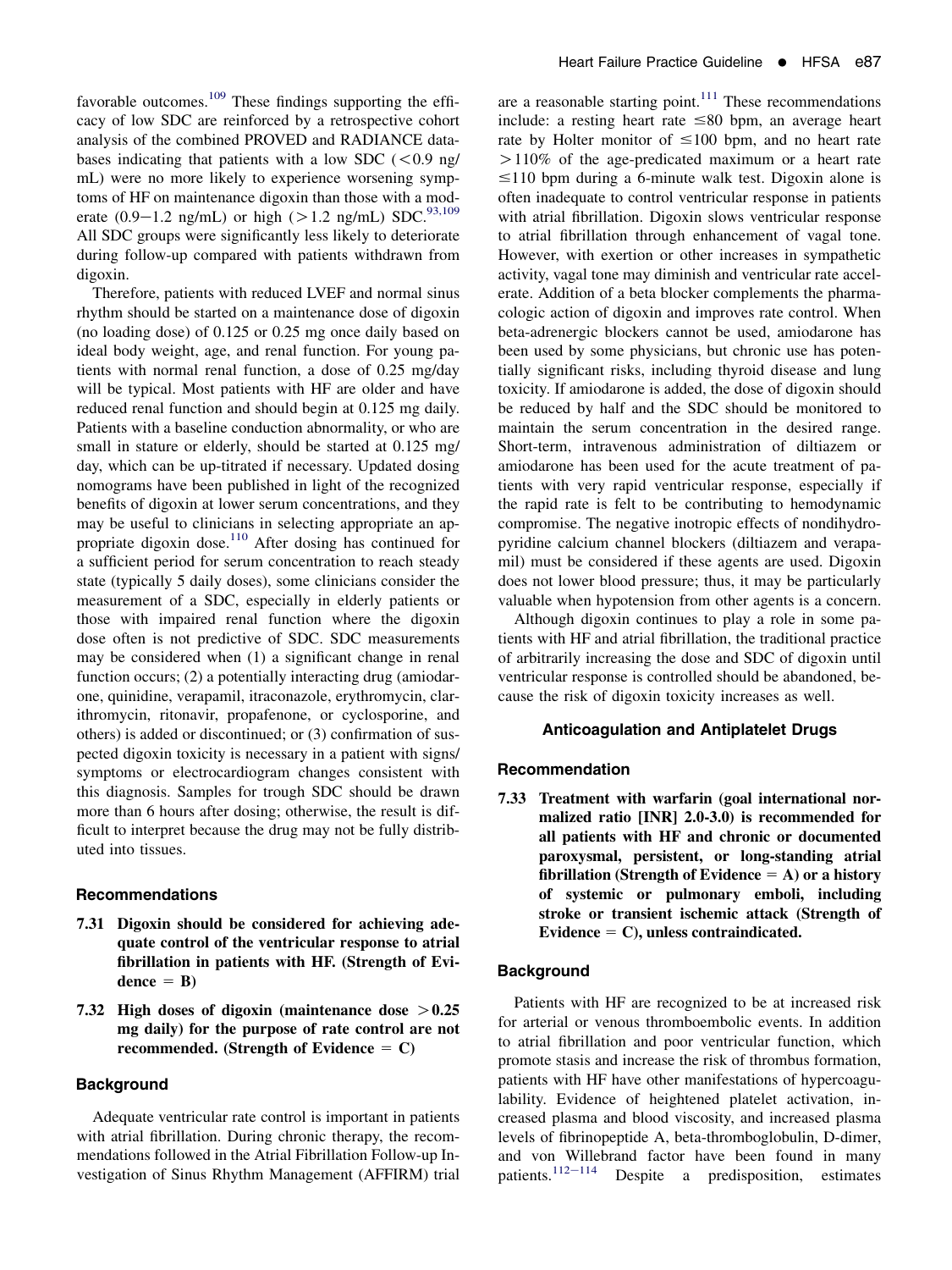favorable outcomes.[109] These findings supporting the efficacy of low SDC are reinforced by a retrospective cohort analysis of the combined PROVED and RADIANCE databases indicating that patients with a low SDC (<0.9 ng/mL) were no more likely to experience worsening symptoms of HF on maintenance digoxin than those with a moderate (0.9−1.2 ng/mL) or high (>1.2 ng/mL) SDC.[93,109] All SDC groups were significantly less likely to deteriorate during follow-up compared with patients withdrawn from digoxin.

Therefore, patients with reduced LVEF and normal sinus rhythm should be started on a maintenance dose of digoxin (no loading dose) of 0.125 or 0.25 mg once daily based on ideal body weight, age, and renal function. For young patients with normal renal function, a dose of 0.25 mg/day will be typical. Most patients with HF are older and have reduced renal function and should begin at 0.125 mg daily. Patients with a baseline conduction abnormality, or who are small in stature or elderly, should be started at 0.125 mg/day, which can be up-titrated if necessary. Updated dosing nomograms have been published in light of the recognized benefits of digoxin at lower serum concentrations, and they may be useful to clinicians in selecting appropriate an appropriate digoxin dose.[110] After dosing has continued for a sufficient period for serum concentration to reach steady state (typically 5 daily doses), some clinicians consider the measurement of a SDC, especially in elderly patients or those with impaired renal function where the digoxin dose often is not predictive of SDC. SDC measurements may be considered when (1) a significant change in renal function occurs; (2) a potentially interacting drug (amiodarone, quinidine, verapamil, itraconazole, erythromycin, clarithromycin, ritonavir, propafenone, or cyclosporine, and others) is added or discontinued; or (3) confirmation of suspected digoxin toxicity is necessary in a patient with signs/symptoms or electrocardiogram changes consistent with this diagnosis. Samples for trough SDC should be drawn more than 6 hours after dosing; otherwise, the result is difficult to interpret because the drug may not be fully distributed into tissues.

### Recommendations

**7.31 Digoxin should be considered for achieving adequate control of the ventricular response to atrial fibrillation in patients with HF. (Strength of Evidence = B)**

**7.32 High doses of digoxin (maintenance dose >0.25 mg daily) for the purpose of rate control are not recommended. (Strength of Evidence = C)**

### Background

Adequate ventricular rate control is important in patients with atrial fibrillation. During chronic therapy, the recommendations followed in the Atrial Fibrillation Follow-up Investigation of Sinus Rhythm Management (AFFIRM) trial are a reasonable starting point.[111] These recommendations include: a resting heart rate ≤80 bpm, an average heart rate by Holter monitor of ≤100 bpm, and no heart rate >110% of the age-predicated maximum or a heart rate ≤110 bpm during a 6-minute walk test. Digoxin alone is often inadequate to control ventricular response in patients with atrial fibrillation. Digoxin slows ventricular response to atrial fibrillation through enhancement of vagal tone. However, with exertion or other increases in sympathetic activity, vagal tone may diminish and ventricular rate accelerate. Addition of a beta blocker complements the pharmacologic action of digoxin and improves rate control. When beta-adrenergic blockers cannot be used, amiodarone has been used by some physicians, but chronic use has potentially significant risks, including thyroid disease and lung toxicity. If amiodarone is added, the dose of digoxin should be reduced by half and the SDC should be monitored to maintain the serum concentration in the desired range. Short-term, intravenous administration of diltiazem or amiodarone has been used for the acute treatment of patients with very rapid ventricular response, especially if the rapid rate is felt to be contributing to hemodynamic compromise. The negative inotropic effects of nondihydropyridine calcium channel blockers (diltiazem and verapamil) must be considered if these agents are used. Digoxin does not lower blood pressure; thus, it may be particularly valuable when hypotension from other agents is a concern.

Although digoxin continues to play a role in some patients with HF and atrial fibrillation, the traditional practice of arbitrarily increasing the dose and SDC of digoxin until ventricular response is controlled should be abandoned, because the risk of digoxin toxicity increases as well.

## Anticoagulation and Antiplatelet Drugs

### Recommendation

**7.33 Treatment with warfarin (goal international normalized ratio [INR] 2.0-3.0) is recommended for all patients with HF and chronic or documented paroxysmal, persistent, or long-standing atrial fibrillation (Strength of Evidence = A) or a history of systemic or pulmonary emboli, including stroke or transient ischemic attack (Strength of Evidence = C), unless contraindicated.**

### Background

Patients with HF are recognized to be at increased risk for arterial or venous thromboembolic events. In addition to atrial fibrillation and poor ventricular function, which promote stasis and increase the risk of thrombus formation, patients with HF have other manifestations of hypercoagulability. Evidence of heightened platelet activation, increased plasma and blood viscosity, and increased plasma levels of fibrinopeptide A, beta-thromboglobulin, D-dimer, and von Willebrand factor have been found in many patients.[112−114] Despite a predisposition, estimates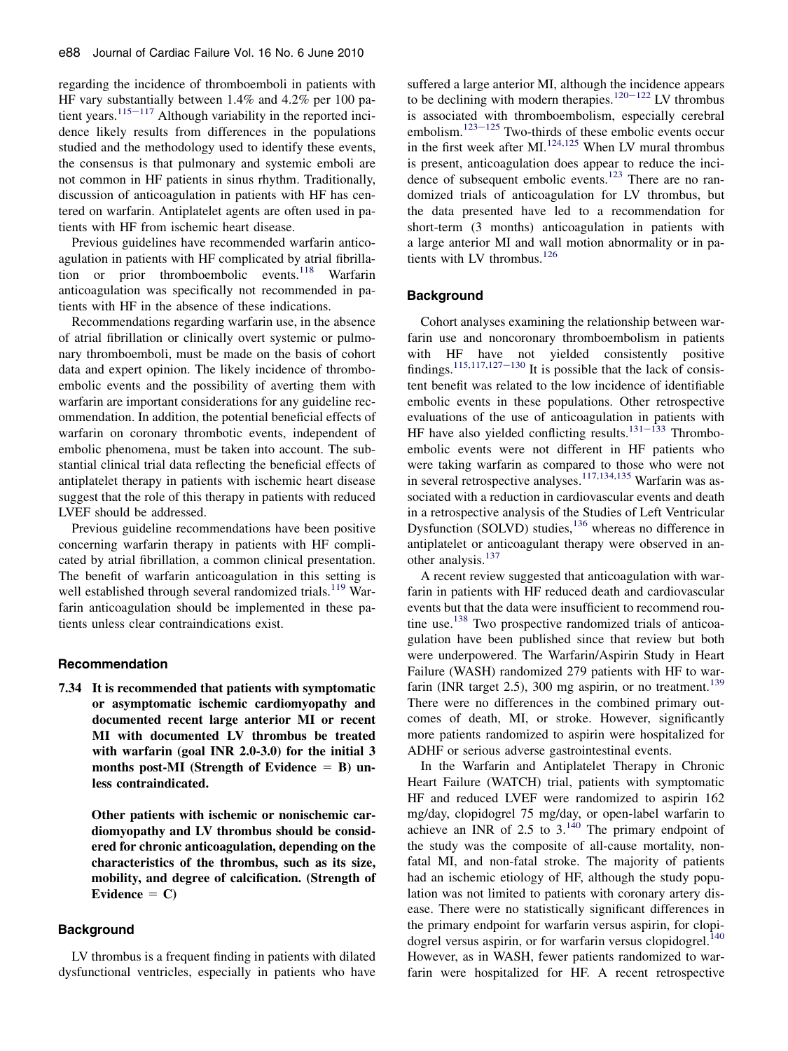regarding the incidence of thromboemboli in patients with HF vary substantially between 1.4% and 4.2% per 100 patient years.[115–117] Although variability in the reported incidence likely results from differences in the populations studied and the methodology used to identify these events, the consensus is that pulmonary and systemic emboli are not common in HF patients in sinus rhythm. Traditionally, discussion of anticoagulation in patients with HF has centered on warfarin. Antiplatelet agents are often used in patients with HF from ischemic heart disease.

Previous guidelines have recommended warfarin anticoagulation in patients with HF complicated by atrial fibrillation or prior thromboembolic events.[118] Warfarin anticoagulation was specifically not recommended in patients with HF in the absence of these indications.

Recommendations regarding warfarin use, in the absence of atrial fibrillation or clinically overt systemic or pulmonary thromboemboli, must be made on the basis of cohort data and expert opinion. The likely incidence of thromboembolic events and the possibility of averting them with warfarin are important considerations for any guideline recommendation. In addition, the potential beneficial effects of warfarin on coronary thrombotic events, independent of embolic phenomena, must be taken into account. The substantial clinical trial data reflecting the beneficial effects of antiplatelet therapy in patients with ischemic heart disease suggest that the role of this therapy in patients with reduced LVEF should be addressed.

Previous guideline recommendations have been positive concerning warfarin therapy in patients with HF complicated by atrial fibrillation, a common clinical presentation. The benefit of warfarin anticoagulation in this setting is well established through several randomized trials.[119] Warfarin anticoagulation should be implemented in these patients unless clear contraindications exist.

### Recommendation

**7.34 It is recommended that patients with symptomatic or asymptomatic ischemic cardiomyopathy and documented recent large anterior MI or recent MI with documented LV thrombus be treated with warfarin (goal INR 2.0-3.0) for the initial 3 months post-MI (Strength of Evidence = B) unless contraindicated.**

**Other patients with ischemic or nonischemic cardiomyopathy and LV thrombus should be considered for chronic anticoagulation, depending on the characteristics of the thrombus, such as its size, mobility, and degree of calcification. (Strength of Evidence = C)**

### Background

LV thrombus is a frequent finding in patients with dilated dysfunctional ventricles, especially in patients who have suffered a large anterior MI, although the incidence appears to be declining with modern therapies.[120–122] LV thrombus is associated with thromboembolism, especially cerebral embolism.[123–125] Two-thirds of these embolic events occur in the first week after MI.[124,125] When LV mural thrombus is present, anticoagulation does appear to reduce the incidence of subsequent embolic events.[123] There are no randomized trials of anticoagulation for LV thrombus, but the data presented have led to a recommendation for short-term (3 months) anticoagulation in patients with a large anterior MI and wall motion abnormality or in patients with LV thrombus.[126]

### Background

Cohort analyses examining the relationship between warfarin use and noncoronary thromboembolism in patients with HF have not yielded consistently positive findings.[115,117,127–130] It is possible that the lack of consistent benefit was related to the low incidence of identifiable embolic events in these populations. Other retrospective evaluations of the use of anticoagulation in patients with HF have also yielded conflicting results.[131–133] Thromboembolic events were not different in HF patients who were taking warfarin as compared to those who were not in several retrospective analyses.[117,134,135] Warfarin was associated with a reduction in cardiovascular events and death in a retrospective analysis of the Studies of Left Ventricular Dysfunction (SOLVD) studies,[136] whereas no difference in antiplatelet or anticoagulant therapy were observed in another analysis.[137]

A recent review suggested that anticoagulation with warfarin in patients with HF reduced death and cardiovascular events but that the data were insufficient to recommend routine use.[138] Two prospective randomized trials of anticoagulation have been published since that review but both were underpowered. The Warfarin/Aspirin Study in Heart Failure (WASH) randomized 279 patients with HF to warfarin (INR target 2.5), 300 mg aspirin, or no treatment.[139] There were no differences in the combined primary outcomes of death, MI, or stroke. However, significantly more patients randomized to aspirin were hospitalized for ADHF or serious adverse gastrointestinal events.

In the Warfarin and Antiplatelet Therapy in Chronic Heart Failure (WATCH) trial, patients with symptomatic HF and reduced LVEF were randomized to aspirin 162 mg/day, clopidogrel 75 mg/day, or open-label warfarin to achieve an INR of 2.5 to 3.[140] The primary endpoint of the study was the composite of all-cause mortality, nonfatal MI, and non-fatal stroke. The majority of patients had an ischemic etiology of HF, although the study population was not limited to patients with coronary artery disease. There were no statistically significant differences in the primary endpoint for warfarin versus aspirin, for clopidogrel versus aspirin, or for warfarin versus clopidogrel.[140] However, as in WASH, fewer patients randomized to warfarin were hospitalized for HF. A recent retrospective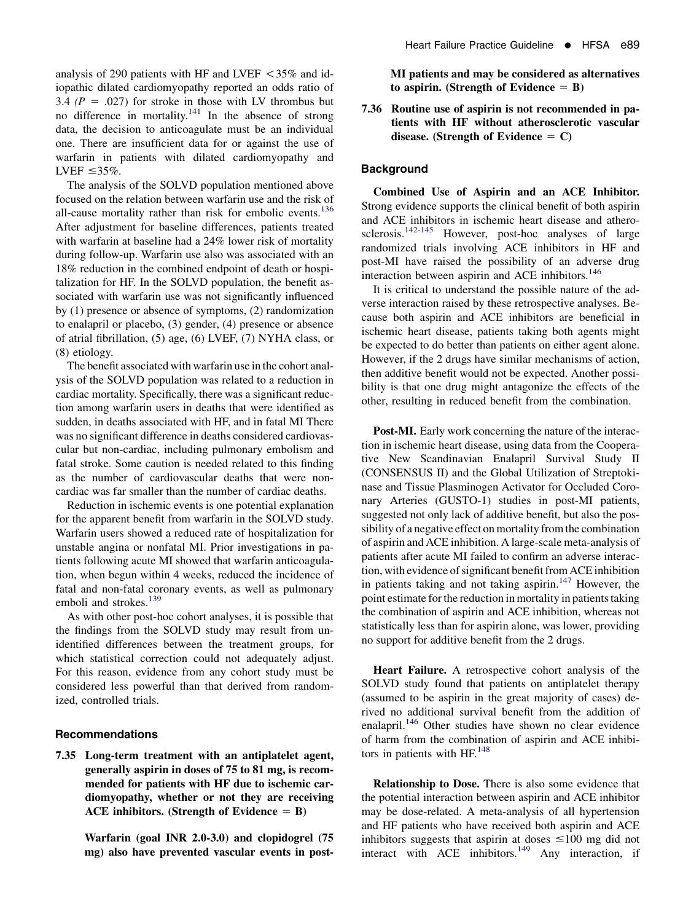analysis of 290 patients with HF and LVEF <35% and idiopathic dilated cardiomyopathy reported an odds ratio of 3.4 ($P$ = .027) for stroke in those with LV thrombus but no difference in mortality.[141] In the absence of strong data, the decision to anticoagulate must be an individual one. There are insufficient data for or against the use of warfarin in patients with dilated cardiomyopathy and LVEF ≤35%.

The analysis of the SOLVD population mentioned above focused on the relation between warfarin use and the risk of all-cause mortality rather than risk for embolic events.[136] After adjustment for baseline differences, patients treated with warfarin at baseline had a 24% lower risk of mortality during follow-up. Warfarin use also was associated with an 18% reduction in the combined endpoint of death or hospitalization for HF. In the SOLVD population, the benefit associated with warfarin use was not significantly influenced by (1) presence or absence of symptoms, (2) randomization to enalapril or placebo, (3) gender, (4) presence or absence of atrial fibrillation, (5) age, (6) LVEF, (7) NYHA class, or (8) etiology.

The benefit associated with warfarin use in the cohort analysis of the SOLVD population was related to a reduction in cardiac mortality. Specifically, there was a significant reduction among warfarin users in deaths that were identified as sudden, in deaths associated with HF, and in fatal MI There was no significant difference in deaths considered cardiovascular but non-cardiac, including pulmonary embolism and fatal stroke. Some caution is needed related to this finding as the number of cardiovascular deaths that were non-cardiac was far smaller than the number of cardiac deaths.

Reduction in ischemic events is one potential explanation for the apparent benefit from warfarin in the SOLVD study. Warfarin users showed a reduced rate of hospitalization for unstable angina or nonfatal MI. Prior investigations in patients following acute MI showed that warfarin anticoagulation, when begun within 4 weeks, reduced the incidence of fatal and non-fatal coronary events, as well as pulmonary emboli and strokes.[139]

As with other post-hoc cohort analyses, it is possible that the findings from the SOLVD study may result from unidentified differences between the treatment groups, for which statistical correction could not adequately adjust. For this reason, evidence from any cohort study must be considered less powerful than that derived from randomized, controlled trials.

### Recommendations

**7.35 Long-term treatment with an antiplatelet agent, generally aspirin in doses of 75 to 81 mg, is recommended for patients with HF due to ischemic cardiomyopathy, whether or not they are receiving ACE inhibitors. (Strength of Evidence = B)**

**Warfarin (goal INR 2.0-3.0) and clopidogrel (75 mg) also have prevented vascular events in post-MI patients and may be considered as alternatives to aspirin. (Strength of Evidence = B)**

**7.36 Routine use of aspirin is not recommended in patients with HF without atherosclerotic vascular disease. (Strength of Evidence = C)**

### Background

**Combined Use of Aspirin and an ACE Inhibitor.** Strong evidence supports the clinical benefit of both aspirin and ACE inhibitors in ischemic heart disease and atherosclerosis.[142-145] However, post-hoc analyses of large randomized trials involving ACE inhibitors in HF and post-MI have raised the possibility of an adverse drug interaction between aspirin and ACE inhibitors.[146]

It is critical to understand the possible nature of the adverse interaction raised by these retrospective analyses. Because both aspirin and ACE inhibitors are beneficial in ischemic heart disease, patients taking both agents might be expected to do better than patients on either agent alone. However, if the 2 drugs have similar mechanisms of action, then additive benefit would not be expected. Another possibility is that one drug might antagonize the effects of the other, resulting in reduced benefit from the combination.

**Post-MI.** Early work concerning the nature of the interaction in ischemic heart disease, using data from the Cooperative New Scandinavian Enalapril Survival Study II (CONSENSUS II) and the Global Utilization of Streptokinase and Tissue Plasminogen Activator for Occluded Coronary Arteries (GUSTO-1) studies in post-MI patients, suggested not only lack of additive benefit, but also the possibility of a negative effect on mortality from the combination of aspirin and ACE inhibition. A large-scale meta-analysis of patients after acute MI failed to confirm an adverse interaction, with evidence of significant benefit from ACE inhibition in patients taking and not taking aspirin.[147] However, the point estimate for the reduction in mortality in patients taking the combination of aspirin and ACE inhibition, whereas not statistically less than for aspirin alone, was lower, providing no support for additive benefit from the 2 drugs.

**Heart Failure.** A retrospective cohort analysis of the SOLVD study found that patients on antiplatelet therapy (assumed to be aspirin in the great majority of cases) derived no additional survival benefit from the addition of enalapril.[146] Other studies have shown no clear evidence of harm from the combination of aspirin and ACE inhibitors in patients with HF.[148]

**Relationship to Dose.** There is also some evidence that the potential interaction between aspirin and ACE inhibitor may be dose-related. A meta-analysis of all hypertension and HF patients who have received both aspirin and ACE inhibitors suggests that aspirin at doses ≤100 mg did not interact with ACE inhibitors.[149] Any interaction, if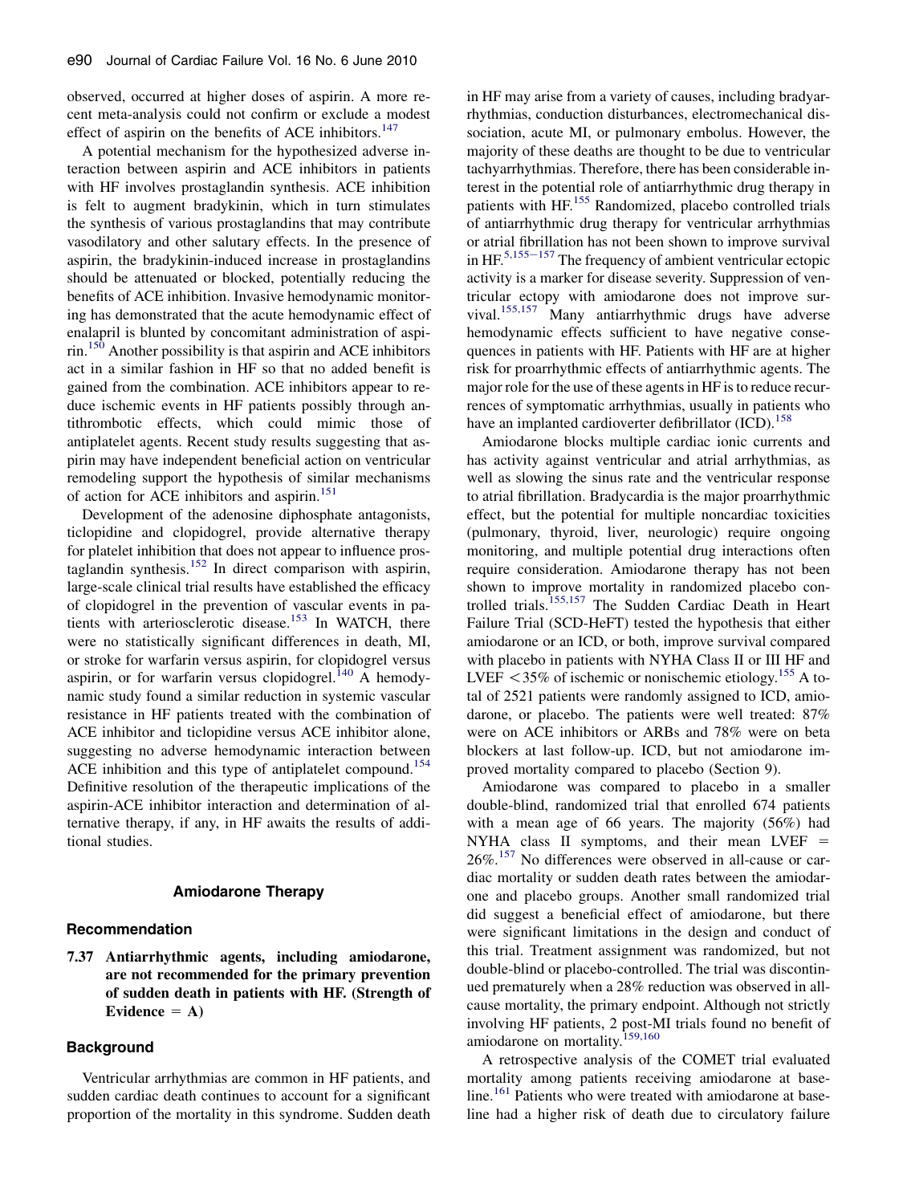observed, occurred at higher doses of aspirin. A more recent meta-analysis could not confirm or exclude a modest effect of aspirin on the benefits of ACE inhibitors.[147]

A potential mechanism for the hypothesized adverse interaction between aspirin and ACE inhibitors in patients with HF involves prostaglandin synthesis. ACE inhibition is felt to augment bradykinin, which in turn stimulates the synthesis of various prostaglandins that may contribute vasodilatory and other salutary effects. In the presence of aspirin, the bradykinin-induced increase in prostaglandins should be attenuated or blocked, potentially reducing the benefits of ACE inhibition. Invasive hemodynamic monitoring has demonstrated that the acute hemodynamic effect of enalapril is blunted by concomitant administration of aspirin.[150] Another possibility is that aspirin and ACE inhibitors act in a similar fashion in HF so that no added benefit is gained from the combination. ACE inhibitors appear to reduce ischemic events in HF patients possibly through antithrombotic effects, which could mimic those of antiplatelet agents. Recent study results suggesting that aspirin may have independent beneficial action on ventricular remodeling support the hypothesis of similar mechanisms of action for ACE inhibitors and aspirin.[151]

Development of the adenosine diphosphate antagonists, ticlopidine and clopidogrel, provide alternative therapy for platelet inhibition that does not appear to influence prostaglandin synthesis.[152] In direct comparison with aspirin, large-scale clinical trial results have established the efficacy of clopidogrel in the prevention of vascular events in patients with arteriosclerotic disease.[153] In WATCH, there were no statistically significant differences in death, MI, or stroke for warfarin versus aspirin, for clopidogrel versus aspirin, or for warfarin versus clopidogrel.[140] A hemodynamic study found a similar reduction in systemic vascular resistance in HF patients treated with the combination of ACE inhibitor and ticlopidine versus ACE inhibitor alone, suggesting no adverse hemodynamic interaction between ACE inhibition and this type of antiplatelet compound.[154] Definitive resolution of the therapeutic implications of the aspirin-ACE inhibitor interaction and determination of alternative therapy, if any, in HF awaits the results of additional studies.

## Amiodarone Therapy

### Recommendation

**7.37 Antiarrhythmic agents, including amiodarone, are not recommended for the primary prevention of sudden death in patients with HF. (Strength of Evidence = A)**

### Background

Ventricular arrhythmias are common in HF patients, and sudden cardiac death continues to account for a significant proportion of the mortality in this syndrome. Sudden death in HF may arise from a variety of causes, including bradyarrhythmias, conduction disturbances, electromechanical dissociation, acute MI, or pulmonary embolus. However, the majority of these deaths are thought to be due to ventricular tachyarrhythmias. Therefore, there has been considerable interest in the potential role of antiarrhythmic drug therapy in patients with HF.[155] Randomized, placebo controlled trials of antiarrhythmic drug therapy for ventricular arrhythmias or atrial fibrillation has not been shown to improve survival in HF.[5,155–157] The frequency of ambient ventricular ectopic activity is a marker for disease severity. Suppression of ventricular ectopy with amiodarone does not improve survival.[155,157] Many antiarrhythmic drugs have adverse hemodynamic effects sufficient to have negative consequences in patients with HF. Patients with HF are at higher risk for proarrhythmic effects of antiarrhythmic agents. The major role for the use of these agents in HF is to reduce recurrences of symptomatic arrhythmias, usually in patients who have an implanted cardioverter defibrillator (ICD).[158]

Amiodarone blocks multiple cardiac ionic currents and has activity against ventricular and atrial arrhythmias, as well as slowing the sinus rate and the ventricular response to atrial fibrillation. Bradycardia is the major proarrhythmic effect, but the potential for multiple noncardiac toxicities (pulmonary, thyroid, liver, neurologic) require ongoing monitoring, and multiple potential drug interactions often require consideration. Amiodarone therapy has not been shown to improve mortality in randomized placebo controlled trials.[155,157] The Sudden Cardiac Death in Heart Failure Trial (SCD-HeFT) tested the hypothesis that either amiodarone or an ICD, or both, improve survival compared with placebo in patients with NYHA Class II or III HF and LVEF $<35\%$ of ischemic or nonischemic etiology.[155] A total of 2521 patients were randomly assigned to ICD, amiodarone, or placebo. The patients were well treated: 87% were on ACE inhibitors or ARBs and 78% were on beta blockers at last follow-up. ICD, but not amiodarone improved mortality compared to placebo (Section 9).

Amiodarone was compared to placebo in a smaller double-blind, randomized trial that enrolled 674 patients with a mean age of 66 years. The majority (56%) had NYHA class II symptoms, and their mean LVEF $=$ 26%.[157] No differences were observed in all-cause or cardiac mortality or sudden death rates between the amiodarone and placebo groups. Another small randomized trial did suggest a beneficial effect of amiodarone, but there were significant limitations in the design and conduct of this trial. Treatment assignment was randomized, but not double-blind or placebo-controlled. The trial was discontinued prematurely when a 28% reduction was observed in all-cause mortality, the primary endpoint. Although not strictly involving HF patients, 2 post-MI trials found no benefit of amiodarone on mortality.[159,160]

A retrospective analysis of the COMET trial evaluated mortality among patients receiving amiodarone at baseline.[161] Patients who were treated with amiodarone at baseline had a higher risk of death due to circulatory failure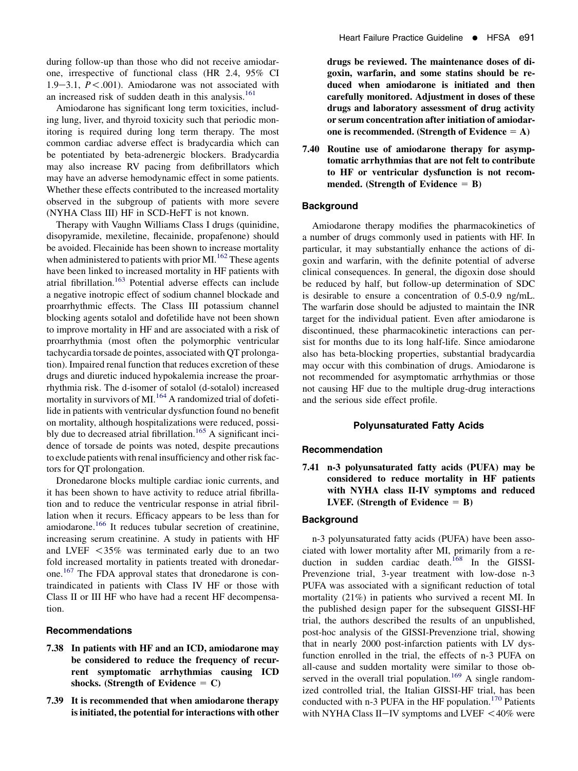during follow-up than those who did not receive amiodarone, irrespective of functional class (HR 2.4, 95% CI 1.9−3.1, $P<.001$). Amiodarone was not associated with an increased risk of sudden death in this analysis.[161]

Amiodarone has significant long term toxicities, including lung, liver, and thyroid toxicity such that periodic monitoring is required during long term therapy. The most common cardiac adverse effect is bradycardia which can be potentiated by beta-adrenergic blockers. Bradycardia may also increase RV pacing from defibrillators which may have an adverse hemodynamic effect in some patients. Whether these effects contributed to the increased mortality observed in the subgroup of patients with more severe (NYHA Class III) HF in SCD-HeFT is not known.

Therapy with Vaughn Williams Class I drugs (quinidine, disopyramide, mexiletine, flecainide, propafenone) should be avoided. Flecainide has been shown to increase mortality when administered to patients with prior MI.[162] These agents have been linked to increased mortality in HF patients with atrial fibrillation.[163] Potential adverse effects can include a negative inotropic effect of sodium channel blockade and proarrhythmic effects. The Class III potassium channel blocking agents sotalol and dofetilide have not been shown to improve mortality in HF and are associated with a risk of proarrhythmia (most often the polymorphic ventricular tachycardia torsade de pointes, associated with QT prolongation). Impaired renal function that reduces excretion of these drugs and diuretic induced hypokalemia increase the proarrhythmia risk. The d-isomer of sotalol (d-sotalol) increased mortality in survivors of MI.[164] A randomized trial of dofetilide in patients with ventricular dysfunction found no benefit on mortality, although hospitalizations were reduced, possibly due to decreased atrial fibrillation.[165] A significant incidence of torsade de points was noted, despite precautions to exclude patients with renal insufficiency and other risk factors for QT prolongation.

Dronedarone blocks multiple cardiac ionic currents, and it has been shown to have activity to reduce atrial fibrillation and to reduce the ventricular response in atrial fibrillation when it recurs. Efficacy appears to be less than for amiodarone.[166] It reduces tubular secretion of creatinine, increasing serum creatinine. A study in patients with HF and LVEF <35% was terminated early due to an two fold increased mortality in patients treated with dronedarone.[167] The FDA approval states that dronedarone is contraindicated in patients with Class IV HF or those with Class II or III HF who have had a recent HF decompensation.

### Recommendations

**7.38 In patients with HF and an ICD, amiodarone may be considered to reduce the frequency of recurrent symptomatic arrhythmias causing ICD shocks. (Strength of Evidence = C)**

**7.39 It is recommended that when amiodarone therapy is initiated, the potential for interactions with other drugs be reviewed. The maintenance doses of digoxin, warfarin, and some statins should be reduced when amiodarone is initiated and then carefully monitored. Adjustment in doses of these drugs and laboratory assessment of drug activity or serum concentration after initiation of amiodarone is recommended. (Strength of Evidence = A)**

**7.40 Routine use of amiodarone therapy for asymptomatic arrhythmias that are not felt to contribute to HF or ventricular dysfunction is not recommended. (Strength of Evidence = B)**

### Background

Amiodarone therapy modifies the pharmacokinetics of a number of drugs commonly used in patients with HF. In particular, it may substantially enhance the actions of digoxin and warfarin, with the definite potential of adverse clinical consequences. In general, the digoxin dose should be reduced by half, but follow-up determination of SDC is desirable to ensure a concentration of 0.5-0.9 ng/mL. The warfarin dose should be adjusted to maintain the INR target for the individual patient. Even after amiodarone is discontinued, these pharmacokinetic interactions can persist for months due to its long half-life. Since amiodarone also has beta-blocking properties, substantial bradycardia may occur with this combination of drugs. Amiodarone is not recommended for asymptomatic arrhythmias or those not causing HF due to the multiple drug-drug interactions and the serious side effect profile.

## Polyunsaturated Fatty Acids

### Recommendation

**7.41 n-3 polyunsaturated fatty acids (PUFA) may be considered to reduce mortality in HF patients with NYHA class II-IV symptoms and reduced LVEF. (Strength of Evidence = B)**

### Background

n-3 polyunsaturated fatty acids (PUFA) have been associated with lower mortality after MI, primarily from a reduction in sudden cardiac death.[168] In the GISSI-Prevenzione trial, 3-year treatment with low-dose n-3 PUFA was associated with a significant reduction of total mortality (21%) in patients who survived a recent MI. In the published design paper for the subsequent GISSI-HF trial, the authors described the results of an unpublished, post-hoc analysis of the GISSI-Prevenzione trial, showing that in nearly 2000 post-infarction patients with LV dysfunction enrolled in the trial, the effects of n-3 PUFA on all-cause and sudden mortality were similar to those observed in the overall trial population.[169] A single randomized controlled trial, the Italian GISSI-HF trial, has been conducted with n-3 PUFA in the HF population.[170] Patients with NYHA Class II−IV symptoms and LVEF <40% were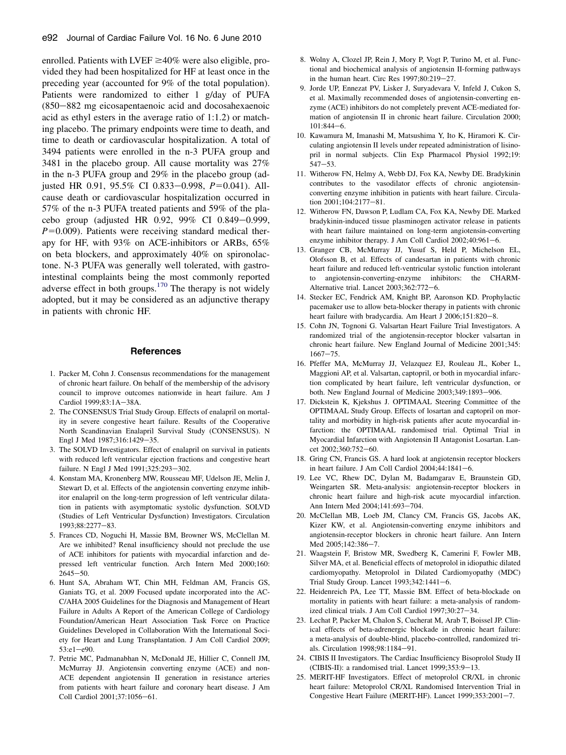enrolled. Patients with LVEF ≥40% were also eligible, provided they had been hospitalized for HF at least once in the preceding year (accounted for 9% of the total population). Patients were randomized to either 1 g/day of PUFA (850−882 mg eicosapentaenoic acid and docosahexaenoic acid as ethyl esters in the average ratio of 1:1.2) or matching placebo. The primary endpoints were time to death, and time to death or cardiovascular hospitalization. A total of 3494 patients were enrolled in the n-3 PUFA group and 3481 in the placebo group. All cause mortality was 27% in the n-3 PUFA group and 29% in the placebo group (adjusted HR 0.91, 95.5% CI 0.833−0.998, $P$=0.041). All-cause death or cardiovascular hospitalization occurred in 57% of the n-3 PUFA treated patients and 59% of the placebo group (adjusted HR 0.92, 99% CI 0.849−0.999, $P$=0.009). Patients were receiving standard medical therapy for HF, with 93% on ACE-inhibitors or ARBs, 65% on beta blockers, and approximately 40% on spironolactone. N-3 PUFA was generally well tolerated, with gastrointestinal complaints being the most commonly reported adverse effect in both groups.[170] The therapy is not widely adopted, but it may be considered as an adjunctive therapy in patients with chronic HF.

## References

1. Packer M, Cohn J. Consensus recommendations for the management of chronic heart failure. On behalf of the membership of the advisory council to improve outcomes nationwide in heart failure. Am J Cardiol 1999;83:1A−38A.
2. The CONSENSUS Trial Study Group. Effects of enalapril on mortality in severe congestive heart failure. Results of the Cooperative North Scandinavian Enalapril Survival Study (CONSENSUS). N Engl J Med 1987;316:1429−35.
3. The SOLVD Investigators. Effect of enalapril on survival in patients with reduced left ventricular ejection fractions and congestive heart failure. N Engl J Med 1991;325:293−302.
4. Konstam MA, Kronenberg MW, Rousseau MF, Udelson JE, Melin J, Stewart D, et al. Effects of the angiotensin converting enzyme inhibitor enalapril on the long-term progression of left ventricular dilatation in patients with asymptomatic systolic dysfunction. SOLVD (Studies of Left Ventricular Dysfunction) Investigators. Circulation 1993;88:2277−83.
5. Frances CD, Noguchi H, Massie BM, Browner WS, McClellan M. Are we inhibited? Renal insufficiency should not preclude the use of ACE inhibitors for patients with myocardial infarction and depressed left ventricular function. Arch Intern Med 2000;160: 2645−50.
6. Hunt SA, Abraham WT, Chin MH, Feldman AM, Francis GS, Ganiats TG, et al. 2009 Focused update incorporated into the ACC/AHA 2005 Guidelines for the Diagnosis and Management of Heart Failure in Adults A Report of the American College of Cardiology Foundation/American Heart Association Task Force on Practice Guidelines Developed in Collaboration With the International Society for Heart and Lung Transplantation. J Am Coll Cardiol 2009; 53:e1−e90.
7. Petrie MC, Padmanabhan N, McDonald JE, Hillier C, Connell JM, McMurray JJ. Angiotensin converting enzyme (ACE) and non-ACE dependent angiotensin II generation in resistance arteries from patients with heart failure and coronary heart disease. J Am Coll Cardiol 2001;37:1056−61.
8. Wolny A, Clozel JP, Rein J, Mory P, Vogt P, Turino M, et al. Functional and biochemical analysis of angiotensin II-forming pathways in the human heart. Circ Res 1997;80:219−27.
9. Jorde UP, Ennezat PV, Lisker J, Suryadevara V, Infeld J, Cukon S, et al. Maximally recommended doses of angiotensin-converting enzyme (ACE) inhibitors do not completely prevent ACE-mediated formation of angiotensin II in chronic heart failure. Circulation 2000; 101:844−6.
10. Kawamura M, Imanashi M, Matsushima Y, Ito K, Hiramori K. Circulating angiotensin II levels under repeated administration of lisinopril in normal subjects. Clin Exp Pharmacol Physiol 1992;19: 547−53.
11. Witherow FN, Helmy A, Webb DJ, Fox KA, Newby DE. Bradykinin contributes to the vasodilator effects of chronic angiotensin-converting enzyme inhibition in patients with heart failure. Circulation 2001;104:2177−81.
12. Witherow FN, Dawson P, Ludlam CA, Fox KA, Newby DE. Marked bradykinin-induced tissue plasminogen activator release in patients with heart failure maintained on long-term angiotensin-converting enzyme inhibitor therapy. J Am Coll Cardiol 2002;40:961−6.
13. Granger CB, McMurray JJ, Yusuf S, Held P, Michelson EL, Olofsson B, et al. Effects of candesartan in patients with chronic heart failure and reduced left-ventricular systolic function intolerant to angiotensin-converting-enzyme inhibitors: the CHARM-Alternative trial. Lancet 2003;362:772−6.
14. Stecker EC, Fendrick AM, Knight BP, Aaronson KD. Prophylactic pacemaker use to allow beta-blocker therapy in patients with chronic heart failure with bradycardia. Am Heart J 2006;151:820−8.
15. Cohn JN, Tognoni G. Valsartan Heart Failure Trial Investigators. A randomized trial of the angiotensin-receptor blocker valsartan in chronic heart failure. New England Journal of Medicine 2001;345: 1667−75.
16. Pfeffer MA, McMurray JJ, Velazquez EJ, Rouleau JL, Kober L, Maggioni AP, et al. Valsartan, captopril, or both in myocardial infarction complicated by heart failure, left ventricular dysfunction, or both. New England Journal of Medicine 2003;349:1893−906.
17. Dickstein K, Kjekshus J. OPTIMAAL Steering Committee of the OPTIMAAL Study Group. Effects of losartan and captopril on mortality and morbidity in high-risk patients after acute myocardial infarction: the OPTIMAAL randomised trial. Optimal Trial in Myocardial Infarction with Angiotensin II Antagonist Losartan. Lancet 2002;360:752−60.
18. Gring CN, Francis GS. A hard look at angiotensin receptor blockers in heart failure. J Am Coll Cardiol 2004;44:1841−6.
19. Lee VC, Rhew DC, Dylan M, Badamgarav E, Braunstein GD, Weingarten SR. Meta-analysis: angiotensin-receptor blockers in chronic heart failure and high-risk acute myocardial infarction. Ann Intern Med 2004;141:693−704.
20. McClellan MB, Loeb JM, Clancy CM, Francis GS, Jacobs AK, Kizer KW, et al. Angiotensin-converting enzyme inhibitors and angiotensin-receptor blockers in chronic heart failure. Ann Intern Med 2005;142:386−7.
21. Waagstein F, Bristow MR, Swedberg K, Camerini F, Fowler MB, Silver MA, et al. Beneficial effects of metoprolol in idiopathic dilated cardiomyopathy. Metoprolol in Dilated Cardiomyopathy (MDC) Trial Study Group. Lancet 1993;342:1441−6.
22. Heidenreich PA, Lee TT, Massie BM. Effect of beta-blockade on mortality in patients with heart failure: a meta-analysis of randomized clinical trials. J Am Coll Cardiol 1997;30:27−34.
23. Lechat P, Packer M, Chalon S, Cucherat M, Arab T, Boissel JP. Clinical effects of beta-adrenergic blockade in chronic heart failure: a meta-analysis of double-blind, placebo-controlled, randomized trials. Circulation 1998;98:1184−91.
24. CIBIS II Investigators. The Cardiac Insufficiency Bisoprolol Study II (CIBIS-II): a randomised trial. Lancet 1999;353:9−13.
25. MERIT-HF Investigators. Effect of metoprolol CR/XL in chronic heart failure: Metoprolol CR/XL Randomised Intervention Trial in Congestive Heart Failure (MERIT-HF). Lancet 1999;353:2001−7.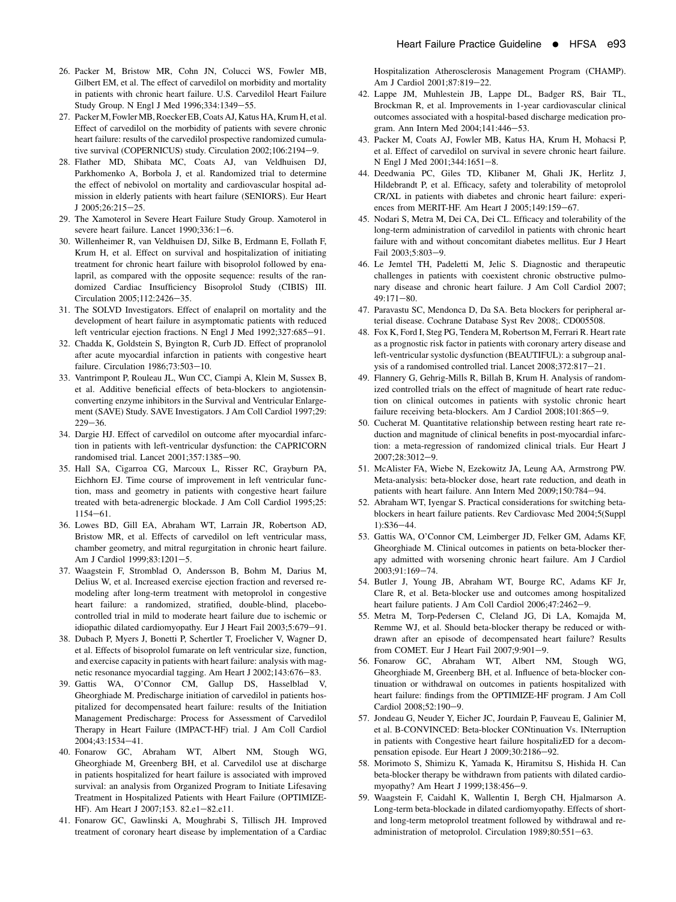26. Packer M, Bristow MR, Cohn JN, Colucci WS, Fowler MB, Gilbert EM, et al. The effect of carvedilol on morbidity and mortality in patients with chronic heart failure. U.S. Carvedilol Heart Failure Study Group. N Engl J Med 1996;334:1349–55.
27. Packer M, Fowler MB, Roecker EB, Coats AJ, Katus HA, Krum H, et al. Effect of carvedilol on the morbidity of patients with severe chronic heart failure: results of the carvedilol prospective randomized cumulative survival (COPERNICUS) study. Circulation 2002;106:2194–9.
28. Flather MD, Shibata MC, Coats AJ, van Veldhuisen DJ, Parkhomenko A, Borbola J, et al. Randomized trial to determine the effect of nebivolol on mortality and cardiovascular hospital admission in elderly patients with heart failure (SENIORS). Eur Heart J 2005;26:215–25.
29. The Xamoterol in Severe Heart Failure Study Group. Xamoterol in severe heart failure. Lancet 1990;336:1–6.
30. Willenheimer R, van Veldhuisen DJ, Silke B, Erdmann E, Follath F, Krum H, et al. Effect on survival and hospitalization of initiating treatment for chronic heart failure with bisoprolol followed by enalapril, as compared with the opposite sequence: results of the randomized Cardiac Insufficiency Bisoprolol Study (CIBIS) III. Circulation 2005;112:2426–35.
31. The SOLVD Investigators. Effect of enalapril on mortality and the development of heart failure in asymptomatic patients with reduced left ventricular ejection fractions. N Engl J Med 1992;327:685–91.
32. Chadda K, Goldstein S, Byington R, Curb JD. Effect of propranolol after acute myocardial infarction in patients with congestive heart failure. Circulation 1986;73:503–10.
33. Vantrimpont P, Rouleau JL, Wun CC, Ciampi A, Klein M, Sussex B, et al. Additive beneficial effects of beta-blockers to angiotensin-converting enzyme inhibitors in the Survival and Ventricular Enlargement (SAVE) Study. SAVE Investigators. J Am Coll Cardiol 1997;29:229–36.
34. Dargie HJ. Effect of carvedilol on outcome after myocardial infarction in patients with left-ventricular dysfunction: the CAPRICORN randomised trial. Lancet 2001;357:1385–90.
35. Hall SA, Cigarroa CG, Marcoux L, Risser RC, Grayburn PA, Eichhorn EJ. Time course of improvement in left ventricular function, mass and geometry in patients with congestive heart failure treated with beta-adrenergic blockade. J Am Coll Cardiol 1995;25:1154–61.
36. Lowes BD, Gill EA, Abraham WT, Larrain JR, Robertson AD, Bristow MR, et al. Effects of carvedilol on left ventricular mass, chamber geometry, and mitral regurgitation in chronic heart failure. Am J Cardiol 1999;83:1201–5.
37. Waagstein F, Stromblad O, Andersson B, Bohm M, Darius M, Delius W, et al. Increased exercise ejection fraction and reversed remodeling after long-term treatment with metoprolol in congestive heart failure: a randomized, stratified, double-blind, placebo-controlled trial in mild to moderate heart failure due to ischemic or idiopathic dilated cardiomyopathy. Eur J Heart Fail 2003;5:679–91.
38. Dubach P, Myers J, Bonetti P, Schertler T, Froelicher V, Wagner D, et al. Effects of bisoprolol fumarate on left ventricular size, function, and exercise capacity in patients with heart failure: analysis with magnetic resonance myocardial tagging. Am Heart J 2002;143:676–83.
39. Gattis WA, O'Connor CM, Gallup DS, Hasselblad V, Gheorghiade M. Predischarge initiation of carvedilol in patients hospitalized for decompensated heart failure: results of the Initiation Management Predischarge: Process for Assessment of Carvedilol Therapy in Heart Failure (IMPACT-HF) trial. J Am Coll Cardiol 2004;43:1534–41.
40. Fonarow GC, Abraham WT, Albert NM, Stough WG, Gheorghiade M, Greenberg BH, et al. Carvedilol use at discharge in patients hospitalized for heart failure is associated with improved survival: an analysis from Organized Program to Initiate Lifesaving Treatment in Hospitalized Patients with Heart Failure (OPTIMIZE-HF). Am Heart J 2007;153. 82.e1–82.e11.
41. Fonarow GC, Gawlinski A, Moughrabi S, Tillisch JH. Improved treatment of coronary heart disease by implementation of a Cardiac Hospitalization Atherosclerosis Management Program (CHAMP). Am J Cardiol 2001;87:819–22.
42. Lappe JM, Muhlestein JB, Lappe DL, Badger RS, Bair TL, Brockman R, et al. Improvements in 1-year cardiovascular clinical outcomes associated with a hospital-based discharge medication program. Ann Intern Med 2004;141:446–53.
43. Packer M, Coats AJ, Fowler MB, Katus HA, Krum H, Mohacsi P, et al. Effect of carvedilol on survival in severe chronic heart failure. N Engl J Med 2001;344:1651–8.
44. Deedwania PC, Giles TD, Klibaner M, Ghali JK, Herlitz J, Hildebrandt P, et al. Efficacy, safety and tolerability of metoprolol CR/XL in patients with diabetes and chronic heart failure: experiences from MERIT-HF. Am Heart J 2005;149:159–67.
45. Nodari S, Metra M, Dei CA, Dei CL. Efficacy and tolerability of the long-term administration of carvedilol in patients with chronic heart failure with and without concomitant diabetes mellitus. Eur J Heart Fail 2003;5:803–9.
46. Le Jemtel TH, Padeletti M, Jelic S. Diagnostic and therapeutic challenges in patients with coexistent chronic obstructive pulmonary disease and chronic heart failure. J Am Coll Cardiol 2007;49:171–80.
47. Paravastu SC, Mendonca D, Da SA. Beta blockers for peripheral arterial disease. Cochrane Database Syst Rev 2008;. CD005508.
48. Fox K, Ford I, Steg PG, Tendera M, Robertson M, Ferrari R. Heart rate as a prognostic risk factor in patients with coronary artery disease and left-ventricular systolic dysfunction (BEAUTIFUL): a subgroup analysis of a randomised controlled trial. Lancet 2008;372:817–21.
49. Flannery G, Gehrig-Mills R, Billah B, Krum H. Analysis of randomized controlled trials on the effect of magnitude of heart rate reduction on clinical outcomes in patients with systolic chronic heart failure receiving beta-blockers. Am J Cardiol 2008;101:865–9.
50. Cucherat M. Quantitative relationship between resting heart rate reduction and magnitude of clinical benefits in post-myocardial infarction: a meta-regression of randomized clinical trials. Eur Heart J 2007;28:3012–9.
51. McAlister FA, Wiebe N, Ezekowitz JA, Leung AA, Armstrong PW. Meta-analysis: beta-blocker dose, heart rate reduction, and death in patients with heart failure. Ann Intern Med 2009;150:784–94.
52. Abraham WT, Iyengar S. Practical considerations for switching beta-blockers in heart failure patients. Rev Cardiovasc Med 2004;5(Suppl 1):S36–44.
53. Gattis WA, O'Connor CM, Leimberger JD, Felker GM, Adams KF, Gheorghiade M. Clinical outcomes in patients on beta-blocker therapy admitted with worsening chronic heart failure. Am J Cardiol 2003;91:169–74.
54. Butler J, Young JB, Abraham WT, Bourge RC, Adams KF Jr, Clare R, et al. Beta-blocker use and outcomes among hospitalized heart failure patients. J Am Coll Cardiol 2006;47:2462–9.
55. Metra M, Torp-Pedersen C, Cleland JG, Di LA, Komajda M, Remme WJ, et al. Should beta-blocker therapy be reduced or withdrawn after an episode of decompensated heart failure? Results from COMET. Eur J Heart Fail 2007;9:901–9.
56. Fonarow GC, Abraham WT, Albert NM, Stough WG, Gheorghiade M, Greenberg BH, et al. Influence of beta-blocker continuation or withdrawal on outcomes in patients hospitalized with heart failure: findings from the OPTIMIZE-HF program. J Am Coll Cardiol 2008;52:190–9.
57. Jondeau G, Neuder Y, Eicher JC, Jourdain P, Fauveau E, Galinier M, et al. B-CONVINCED: Beta-blocker CONtinuation Vs. INterruption in patients with Congestive heart failure hospitalizED for a decompensation episode. Eur Heart J 2009;30:2186–92.
58. Morimoto S, Shimizu K, Yamada K, Hiramitsu S, Hishida H. Can beta-blocker therapy be withdrawn from patients with dilated cardiomyopathy? Am Heart J 1999;138:456–9.
59. Waagstein F, Caidahl K, Wallentin I, Bergh CH, Hjalmarson A. Long-term beta-blockade in dilated cardiomyopathy. Effects of short- and long-term metoprolol treatment followed by withdrawal and readministration of metoprolol. Circulation 1989;80:551–63.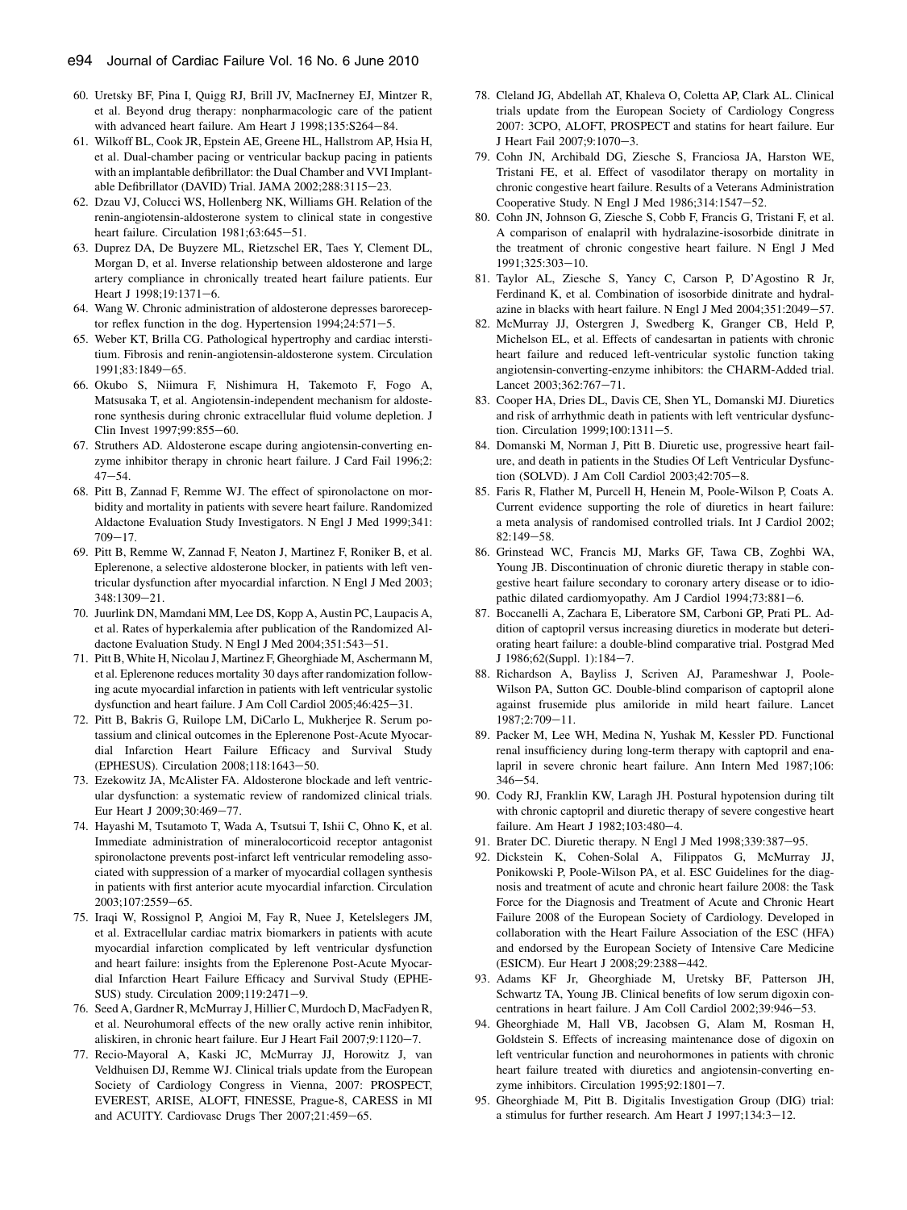60. Uretsky BF, Pina I, Quigg RJ, Brill JV, MacInerney EJ, Mintzer R, et al. Beyond drug therapy: nonpharmacologic care of the patient with advanced heart failure. Am Heart J 1998;135:S264–84.
61. Wilkoff BL, Cook JR, Epstein AE, Greene HL, Hallstrom AP, Hsia H, et al. Dual-chamber pacing or ventricular backup pacing in patients with an implantable defibrillator: the Dual Chamber and VVI Implantable Defibrillator (DAVID) Trial. JAMA 2002;288:3115–23.
62. Dzau VJ, Colucci WS, Hollenberg NK, Williams GH. Relation of the renin-angiotensin-aldosterone system to clinical state in congestive heart failure. Circulation 1981;63:645–51.
63. Duprez DA, De Buyzere ML, Rietzschel ER, Taes Y, Clement DL, Morgan D, et al. Inverse relationship between aldosterone and large artery compliance in chronically treated heart failure patients. Eur Heart J 1998;19:1371–6.
64. Wang W. Chronic administration of aldosterone depresses baroreceptor reflex function in the dog. Hypertension 1994;24:571–5.
65. Weber KT, Brilla CG. Pathological hypertrophy and cardiac interstitium. Fibrosis and renin-angiotensin-aldosterone system. Circulation 1991;83:1849–65.
66. Okubo S, Niimura F, Nishimura H, Takemoto F, Fogo A, Matsusaka T, et al. Angiotensin-independent mechanism for aldosterone synthesis during chronic extracellular fluid volume depletion. J Clin Invest 1997;99:855–60.
67. Struthers AD. Aldosterone escape during angiotensin-converting enzyme inhibitor therapy in chronic heart failure. J Card Fail 1996;2:47–54.
68. Pitt B, Zannad F, Remme WJ. The effect of spironolactone on morbidity and mortality in patients with severe heart failure. Randomized Aldactone Evaluation Study Investigators. N Engl J Med 1999;341:709–17.
69. Pitt B, Remme W, Zannad F, Neaton J, Martinez F, Roniker B, et al. Eplerenone, a selective aldosterone blocker, in patients with left ventricular dysfunction after myocardial infarction. N Engl J Med 2003;348:1309–21.
70. Juurlink DN, Mamdani MM, Lee DS, Kopp A, Austin PC, Laupacis A, et al. Rates of hyperkalemia after publication of the Randomized Aldactone Evaluation Study. N Engl J Med 2004;351:543–51.
71. Pitt B, White H, Nicolau J, Martinez F, Gheorghiade M, Aschermann M, et al. Eplerenone reduces mortality 30 days after randomization following acute myocardial infarction in patients with left ventricular systolic dysfunction and heart failure. J Am Coll Cardiol 2005;46:425–31.
72. Pitt B, Bakris G, Ruilope LM, DiCarlo L, Mukherjee R. Serum potassium and clinical outcomes in the Eplerenone Post-Acute Myocardial Infarction Heart Failure Efficacy and Survival Study (EPHESUS). Circulation 2008;118:1643–50.
73. Ezekowitz JA, McAlister FA. Aldosterone blockade and left ventricular dysfunction: a systematic review of randomized clinical trials. Eur Heart J 2009;30:469–77.
74. Hayashi M, Tsutamoto T, Wada A, Tsutsui T, Ishii C, Ohno K, et al. Immediate administration of mineralocorticoid receptor antagonist spironolactone prevents post-infarct left ventricular remodeling associated with suppression of a marker of myocardial collagen synthesis in patients with first anterior acute myocardial infarction. Circulation 2003;107:2559–65.
75. Iraqi W, Rossignol P, Angioi M, Fay R, Nuee J, Ketelslegers JM, et al. Extracellular cardiac matrix biomarkers in patients with acute myocardial infarction complicated by left ventricular dysfunction and heart failure: insights from the Eplerenone Post-Acute Myocardial Infarction Heart Failure Efficacy and Survival Study (EPHESUS) study. Circulation 2009;119:2471–9.
76. Seed A, Gardner R, McMurray J, Hillier C, Murdoch D, MacFadyen R, et al. Neurohumoral effects of the new orally active renin inhibitor, aliskiren, in chronic heart failure. Eur J Heart Fail 2007;9:1120–7.
77. Recio-Mayoral A, Kaski JC, McMurray JJ, Horowitz J, van Veldhuisen DJ, Remme WJ. Clinical trials update from the European Society of Cardiology Congress in Vienna, 2007: PROSPECT, EVEREST, ARISE, ALOFT, FINESSE, Prague-8, CARESS in MI and ACUITY. Cardiovasc Drugs Ther 2007;21:459–65.
78. Cleland JG, Abdellah AT, Khaleva O, Coletta AP, Clark AL. Clinical trials update from the European Society of Cardiology Congress 2007: 3CPO, ALOFT, PROSPECT and statins for heart failure. Eur J Heart Fail 2007;9:1070–3.
79. Cohn JN, Archibald DG, Ziesche S, Franciosa JA, Harston WE, Tristani FE, et al. Effect of vasodilator therapy on mortality in chronic congestive heart failure. Results of a Veterans Administration Cooperative Study. N Engl J Med 1986;314:1547–52.
80. Cohn JN, Johnson G, Ziesche S, Cobb F, Francis G, Tristani F, et al. A comparison of enalapril with hydralazine-isosorbide dinitrate in the treatment of chronic congestive heart failure. N Engl J Med 1991;325:303–10.
81. Taylor AL, Ziesche S, Yancy C, Carson P, D'Agostino R Jr, Ferdinand K, et al. Combination of isosorbide dinitrate and hydralazine in blacks with heart failure. N Engl J Med 2004;351:2049–57.
82. McMurray JJ, Ostergren J, Swedberg K, Granger CB, Held P, Michelson EL, et al. Effects of candesartan in patients with chronic heart failure and reduced left-ventricular systolic function taking angiotensin-converting-enzyme inhibitors: the CHARM-Added trial. Lancet 2003;362:767–71.
83. Cooper HA, Dries DL, Davis CE, Shen YL, Domanski MJ. Diuretics and risk of arrhythmic death in patients with left ventricular dysfunction. Circulation 1999;100:1311–5.
84. Domanski M, Norman J, Pitt B. Diuretic use, progressive heart failure, and death in patients in the Studies Of Left Ventricular Dysfunction (SOLVD). J Am Coll Cardiol 2003;42:705–8.
85. Faris R, Flather M, Purcell H, Henein M, Poole-Wilson P, Coats A. Current evidence supporting the role of diuretics in heart failure: a meta analysis of randomised controlled trials. Int J Cardiol 2002;82:149–58.
86. Grinstead WC, Francis MJ, Marks GF, Tawa CB, Zoghbi WA, Young JB. Discontinuation of chronic diuretic therapy in stable congestive heart failure secondary to coronary artery disease or to idiopathic dilated cardiomyopathy. Am J Cardiol 1994;73:881–6.
87. Boccanelli A, Zachara E, Liberatore SM, Carboni GP, Prati PL. Addition of captopril versus increasing diuretics in moderate but deteriorating heart failure: a double-blind comparative trial. Postgrad Med J 1986;62(Suppl. 1):184–7.
88. Richardson A, Bayliss J, Scriven AJ, Parameshwar J, Poole-Wilson PA, Sutton GC. Double-blind comparison of captopril alone against frusemide plus amiloride in mild heart failure. Lancet 1987;2:709–11.
89. Packer M, Lee WH, Medina N, Yushak M, Kessler PD. Functional renal insufficiency during long-term therapy with captopril and enalapril in severe chronic heart failure. Ann Intern Med 1987;106:346–54.
90. Cody RJ, Franklin KW, Laragh JH. Postural hypotension during tilt with chronic captopril and diuretic therapy of severe congestive heart failure. Am Heart J 1982;103:480–4.
91. Brater DC. Diuretic therapy. N Engl J Med 1998;339:387–95.
92. Dickstein K, Cohen-Solal A, Filippatos G, McMurray JJ, Ponikowski P, Poole-Wilson PA, et al. ESC Guidelines for the diagnosis and treatment of acute and chronic heart failure 2008: the Task Force for the Diagnosis and Treatment of Acute and Chronic Heart Failure 2008 of the European Society of Cardiology. Developed in collaboration with the Heart Failure Association of the ESC (HFA) and endorsed by the European Society of Intensive Care Medicine (ESICM). Eur Heart J 2008;29:2388–442.
93. Adams KF Jr, Gheorghiade M, Uretsky BF, Patterson JH, Schwartz TA, Young JB. Clinical benefits of low serum digoxin concentrations in heart failure. J Am Coll Cardiol 2002;39:946–53.
94. Gheorghiade M, Hall VB, Jacobsen G, Alam M, Rosman H, Goldstein S. Effects of increasing maintenance dose of digoxin on left ventricular function and neurohormones in patients with chronic heart failure treated with diuretics and angiotensin-converting enzyme inhibitors. Circulation 1995;92:1801–7.
95. Gheorghiade M, Pitt B. Digitalis Investigation Group (DIG) trial: a stimulus for further research. Am Heart J 1997;134:3–12.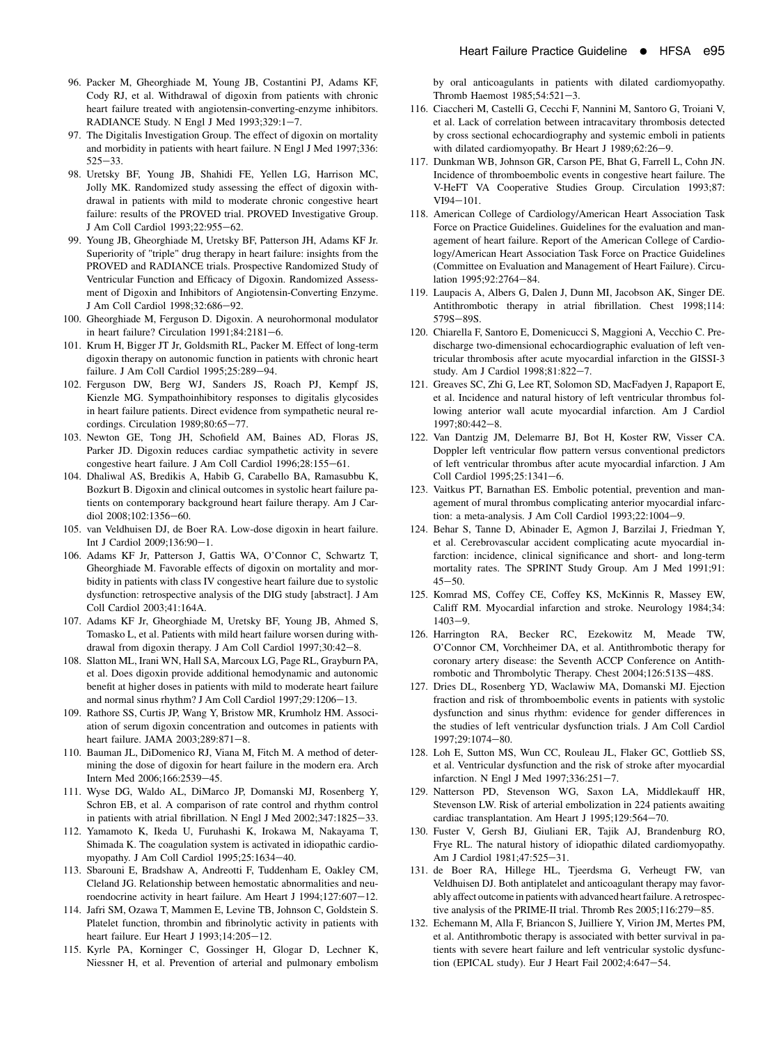96. Packer M, Gheorghiade M, Young JB, Costantini PJ, Adams KF, Cody RJ, et al. Withdrawal of digoxin from patients with chronic heart failure treated with angiotensin-converting-enzyme inhibitors. RADIANCE Study. N Engl J Med 1993;329:1–7.
97. The Digitalis Investigation Group. The effect of digoxin on mortality and morbidity in patients with heart failure. N Engl J Med 1997;336:525–33.
98. Uretsky BF, Young JB, Shahidi FE, Yellen LG, Harrison MC, Jolly MK. Randomized study assessing the effect of digoxin withdrawal in patients with mild to moderate chronic congestive heart failure: results of the PROVED trial. PROVED Investigative Group. J Am Coll Cardiol 1993;22:955–62.
99. Young JB, Gheorghiade M, Uretsky BF, Patterson JH, Adams KF Jr. Superiority of "triple" drug therapy in heart failure: insights from the PROVED and RADIANCE trials. Prospective Randomized Study of Ventricular Function and Efficacy of Digoxin. Randomized Assessment of Digoxin and Inhibitors of Angiotensin-Converting Enzyme. J Am Coll Cardiol 1998;32:686–92.
100. Gheorghiade M, Ferguson D. Digoxin. A neurohormonal modulator in heart failure? Circulation 1991;84:2181–6.
101. Krum H, Bigger JT Jr, Goldsmith RL, Packer M. Effect of long-term digoxin therapy on autonomic function in patients with chronic heart failure. J Am Coll Cardiol 1995;25:289–94.
102. Ferguson DW, Berg WJ, Sanders JS, Roach PJ, Kempf JS, Kienzle MG. Sympathoinhibitory responses to digitalis glycosides in heart failure patients. Direct evidence from sympathetic neural recordings. Circulation 1989;80:65–77.
103. Newton GE, Tong JH, Schofield AM, Baines AD, Floras JS, Parker JD. Digoxin reduces cardiac sympathetic activity in severe congestive heart failure. J Am Coll Cardiol 1996;28:155–61.
104. Dhaliwal AS, Bredikis A, Habib G, Carabello BA, Ramasubbu K, Bozkurt B. Digoxin and clinical outcomes in systolic heart failure patients on contemporary background heart failure therapy. Am J Cardiol 2008;102:1356–60.
105. van Veldhuisen DJ, de Boer RA. Low-dose digoxin in heart failure. Int J Cardiol 2009;136:90–1.
106. Adams KF Jr, Patterson J, Gattis WA, O'Connor C, Schwartz T, Gheorghiade M. Favorable effects of digoxin on mortality and morbidity in patients with class IV congestive heart failure due to systolic dysfunction: retrospective analysis of the DIG study [abstract]. J Am Coll Cardiol 2003;41:164A.
107. Adams KF Jr, Gheorghiade M, Uretsky BF, Young JB, Ahmed S, Tomasko L, et al. Patients with mild heart failure worsen during withdrawal from digoxin therapy. J Am Coll Cardiol 1997;30:42–8.
108. Slatton ML, Irani WN, Hall SA, Marcoux LG, Page RL, Grayburn PA, et al. Does digoxin provide additional hemodynamic and autonomic benefit at higher doses in patients with mild to moderate heart failure and normal sinus rhythm? J Am Coll Cardiol 1997;29:1206–13.
109. Rathore SS, Curtis JP, Wang Y, Bristow MR, Krumholz HM. Association of serum digoxin concentration and outcomes in patients with heart failure. JAMA 2003;289:871–8.
110. Bauman JL, DiDomenico RJ, Viana M, Fitch M. A method of determining the dose of digoxin for heart failure in the modern era. Arch Intern Med 2006;166:2539–45.
111. Wyse DG, Waldo AL, DiMarco JP, Domanski MJ, Rosenberg Y, Schron EB, et al. A comparison of rate control and rhythm control in patients with atrial fibrillation. N Engl J Med 2002;347:1825–33.
112. Yamamoto K, Ikeda U, Furuhashi K, Irokawa M, Nakayama T, Shimada K. The coagulation system is activated in idiopathic cardiomyopathy. J Am Coll Cardiol 1995;25:1634–40.
113. Sbarouni E, Bradshaw A, Andreotti F, Tuddenham E, Oakley CM, Cleland JG. Relationship between hemostatic abnormalities and neuroendocrine activity in heart failure. Am Heart J 1994;127:607–12.
114. Jafri SM, Ozawa T, Mammen E, Levine TB, Johnson C, Goldstein S. Platelet function, thrombin and fibrinolytic activity in patients with heart failure. Eur Heart J 1993;14:205–12.
115. Kyrle PA, Korninger C, Gossinger H, Glogar D, Lechner K, Niessner H, et al. Prevention of arterial and pulmonary embolism by oral anticoagulants in patients with dilated cardiomyopathy. Thromb Haemost 1985;54:521–3.
116. Ciaccheri M, Castelli G, Cecchi F, Nannini M, Santoro G, Troiani V, et al. Lack of correlation between intracavitary thrombosis detected by cross sectional echocardiography and systemic emboli in patients with dilated cardiomyopathy. Br Heart J 1989;62:26–9.
117. Dunkman WB, Johnson GR, Carson PE, Bhat G, Farrell L, Cohn JN. Incidence of thromboembolic events in congestive heart failure. The V-HeFT VA Cooperative Studies Group. Circulation 1993;87:VI94–101.
118. American College of Cardiology/American Heart Association Task Force on Practice Guidelines. Guidelines for the evaluation and management of heart failure. Report of the American College of Cardiology/American Heart Association Task Force on Practice Guidelines (Committee on Evaluation and Management of Heart Failure). Circulation 1995;92:2764–84.
119. Laupacis A, Albers G, Dalen J, Dunn MI, Jacobson AK, Singer DE. Antithrombotic therapy in atrial fibrillation. Chest 1998;114:579S–89S.
120. Chiarella F, Santoro E, Domenicucci S, Maggioni A, Vecchio C. Predischarge two-dimensional echocardiographic evaluation of left ventricular thrombosis after acute myocardial infarction in the GISSI-3 study. Am J Cardiol 1998;81:822–7.
121. Greaves SC, Zhi G, Lee RT, Solomon SD, MacFadyen J, Rapaport E, et al. Incidence and natural history of left ventricular thrombus following anterior wall acute myocardial infarction. Am J Cardiol 1997;80:442–8.
122. Van Dantzig JM, Delemarre BJ, Bot H, Koster RW, Visser CA. Doppler left ventricular flow pattern versus conventional predictors of left ventricular thrombus after acute myocardial infarction. J Am Coll Cardiol 1995;25:1341–6.
123. Vaitkus PT, Barnathan ES. Embolic potential, prevention and management of mural thrombus complicating anterior myocardial infarction: a meta-analysis. J Am Coll Cardiol 1993;22:1004–9.
124. Behar S, Tanne D, Abinader E, Agmon J, Barzilai J, Friedman Y, et al. Cerebrovascular accident complicating acute myocardial infarction: incidence, clinical significance and short- and long-term mortality rates. The SPRINT Study Group. Am J Med 1991;91:45–50.
125. Komrad MS, Coffey CE, Coffey KS, McKinnis R, Massey EW, Califf RM. Myocardial infarction and stroke. Neurology 1984;34:1403–9.
126. Harrington RA, Becker RC, Ezekowitz M, Meade TW, O'Connor CM, Vorchheimer DA, et al. Antithrombotic therapy for coronary artery disease: the Seventh ACCP Conference on Antithrombotic and Thrombolytic Therapy. Chest 2004;126:513S–48S.
127. Dries DL, Rosenberg YD, Waclawiw MA, Domanski MJ. Ejection fraction and risk of thromboembolic events in patients with systolic dysfunction and sinus rhythm: evidence for gender differences in the studies of left ventricular dysfunction trials. J Am Coll Cardiol 1997;29:1074–80.
128. Loh E, Sutton MS, Wun CC, Rouleau JL, Flaker GC, Gottlieb SS, et al. Ventricular dysfunction and the risk of stroke after myocardial infarction. N Engl J Med 1997;336:251–7.
129. Natterson PD, Stevenson WG, Saxon LA, Middlekauff HR, Stevenson LW. Risk of arterial embolization in 224 patients awaiting cardiac transplantation. Am Heart J 1995;129:564–70.
130. Fuster V, Gersh BJ, Giuliani ER, Tajik AJ, Brandenburg RO, Frye RL. The natural history of idiopathic dilated cardiomyopathy. Am J Cardiol 1981;47:525–31.
131. de Boer RA, Hillege HL, Tjeerdsma G, Verheugt FW, van Veldhuisen DJ. Both antiplatelet and anticoagulant therapy may favorably affect outcome in patients with advanced heart failure. A retrospective analysis of the PRIME-II trial. Thromb Res 2005;116:279–85.
132. Echemann M, Alla F, Briancon S, Juilliere Y, Virion JM, Mertes PM, et al. Antithrombotic therapy is associated with better survival in patients with severe heart failure and left ventricular systolic dysfunction (EPICAL study). Eur J Heart Fail 2002;4:647–54.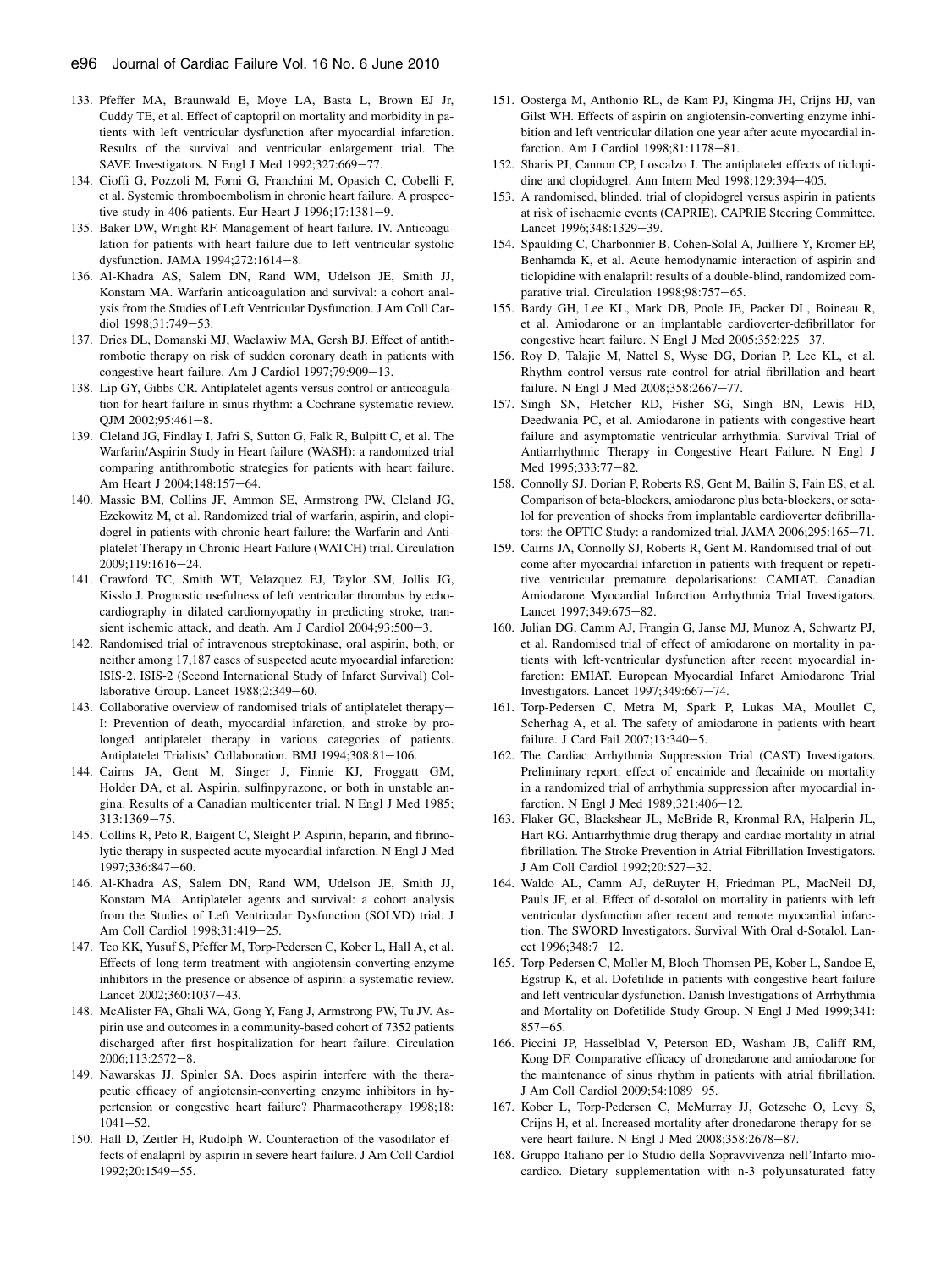133. Pfeffer MA, Braunwald E, Moye LA, Basta L, Brown EJ Jr, Cuddy TE, et al. Effect of captopril on mortality and morbidity in patients with left ventricular dysfunction after myocardial infarction. Results of the survival and ventricular enlargement trial. The SAVE Investigators. N Engl J Med 1992;327:669–77.
134. Cioffi G, Pozzoli M, Forni G, Franchini M, Opasich C, Cobelli F, et al. Systemic thromboembolism in chronic heart failure. A prospective study in 406 patients. Eur Heart J 1996;17:1381–9.
135. Baker DW, Wright RF. Management of heart failure. IV. Anticoagulation for patients with heart failure due to left ventricular systolic dysfunction. JAMA 1994;272:1614–8.
136. Al-Khadra AS, Salem DN, Rand WM, Udelson JE, Smith JJ, Konstam MA. Warfarin anticoagulation and survival: a cohort analysis from the Studies of Left Ventricular Dysfunction. J Am Coll Cardiol 1998;31:749–53.
137. Dries DL, Domanski MJ, Waclawiw MA, Gersh BJ. Effect of antithrombotic therapy on risk of sudden coronary death in patients with congestive heart failure. Am J Cardiol 1997;79:909–13.
138. Lip GY, Gibbs CR. Antiplatelet agents versus control or anticoagulation for heart failure in sinus rhythm: a Cochrane systematic review. QJM 2002;95:461–8.
139. Cleland JG, Findlay I, Jafri S, Sutton G, Falk R, Bulpitt C, et al. The Warfarin/Aspirin Study in Heart failure (WASH): a randomized trial comparing antithrombotic strategies for patients with heart failure. Am Heart J 2004;148:157–64.
140. Massie BM, Collins JF, Ammon SE, Armstrong PW, Cleland JG, Ezekowitz M, et al. Randomized trial of warfarin, aspirin, and clopidogrel in patients with chronic heart failure: the Warfarin and Antiplatelet Therapy in Chronic Heart Failure (WATCH) trial. Circulation 2009;119:1616–24.
141. Crawford TC, Smith WT, Velazquez EJ, Taylor SM, Jollis JG, Kisslo J. Prognostic usefulness of left ventricular thrombus by echocardiography in dilated cardiomyopathy in predicting stroke, transient ischemic attack, and death. Am J Cardiol 2004;93:500–3.
142. Randomised trial of intravenous streptokinase, oral aspirin, both, or neither among 17,187 cases of suspected acute myocardial infarction: ISIS-2. ISIS-2 (Second International Study of Infarct Survival) Collaborative Group. Lancet 1988;2:349–60.
143. Collaborative overview of randomised trials of antiplatelet therapy—I: Prevention of death, myocardial infarction, and stroke by prolonged antiplatelet therapy in various categories of patients. Antiplatelet Trialists' Collaboration. BMJ 1994;308:81–106.
144. Cairns JA, Gent M, Singer J, Finnie KJ, Froggatt GM, Holder DA, et al. Aspirin, sulfinpyrazone, or both in unstable angina. Results of a Canadian multicenter trial. N Engl J Med 1985; 313:1369–75.
145. Collins R, Peto R, Baigent C, Sleight P. Aspirin, heparin, and fibrinolytic therapy in suspected acute myocardial infarction. N Engl J Med 1997;336:847–60.
146. Al-Khadra AS, Salem DN, Rand WM, Udelson JE, Smith JJ, Konstam MA. Antiplatelet agents and survival: a cohort analysis from the Studies of Left Ventricular Dysfunction (SOLVD) trial. J Am Coll Cardiol 1998;31:419–25.
147. Teo KK, Yusuf S, Pfeffer M, Torp-Pedersen C, Kober L, Hall A, et al. Effects of long-term treatment with angiotensin-converting-enzyme inhibitors in the presence or absence of aspirin: a systematic review. Lancet 2002;360:1037–43.
148. McAlister FA, Ghali WA, Gong Y, Fang J, Armstrong PW, Tu JV. Aspirin use and outcomes in a community-based cohort of 7352 patients discharged after first hospitalization for heart failure. Circulation 2006;113:2572–8.
149. Nawarskas JJ, Spinler SA. Does aspirin interfere with the therapeutic efficacy of angiotensin-converting enzyme inhibitors in hypertension or congestive heart failure? Pharmacotherapy 1998;18: 1041–52.
150. Hall D, Zeitler H, Rudolph W. Counteraction of the vasodilator effects of enalapril by aspirin in severe heart failure. J Am Coll Cardiol 1992;20:1549–55.
151. Oosterga M, Anthonio RL, de Kam PJ, Kingma JH, Crijns HJ, van Gilst WH. Effects of aspirin on angiotensin-converting enzyme inhibition and left ventricular dilation one year after acute myocardial infarction. Am J Cardiol 1998;81:1178–81.
152. Sharis PJ, Cannon CP, Loscalzo J. The antiplatelet effects of ticlopidine and clopidogrel. Ann Intern Med 1998;129:394–405.
153. A randomised, blinded, trial of clopidogrel versus aspirin in patients at risk of ischaemic events (CAPRIE). CAPRIE Steering Committee. Lancet 1996;348:1329–39.
154. Spaulding C, Charbonnier B, Cohen-Solal A, Juilliere Y, Kromer EP, Benhamda K, et al. Acute hemodynamic interaction of aspirin and ticlopidine with enalapril: results of a double-blind, randomized comparative trial. Circulation 1998;98:757–65.
155. Bardy GH, Lee KL, Mark DB, Poole JE, Packer DL, Boineau R, et al. Amiodarone or an implantable cardioverter-defibrillator for congestive heart failure. N Engl J Med 2005;352:225–37.
156. Roy D, Talajic M, Nattel S, Wyse DG, Dorian P, Lee KL, et al. Rhythm control versus rate control for atrial fibrillation and heart failure. N Engl J Med 2008;358:2667–77.
157. Singh SN, Fletcher RD, Fisher SG, Singh BN, Lewis HD, Deedwania PC, et al. Amiodarone in patients with congestive heart failure and asymptomatic ventricular arrhythmia. Survival Trial of Antiarrhythmic Therapy in Congestive Heart Failure. N Engl J Med 1995;333:77–82.
158. Connolly SJ, Dorian P, Roberts RS, Gent M, Bailin S, Fain ES, et al. Comparison of beta-blockers, amiodarone plus beta-blockers, or sotalol for prevention of shocks from implantable cardioverter defibrillators: the OPTIC Study: a randomized trial. JAMA 2006;295:165–71.
159. Cairns JA, Connolly SJ, Roberts R, Gent M. Randomised trial of outcome after myocardial infarction in patients with frequent or repetitive ventricular premature depolarisations: CAMIAT. Canadian Amiodarone Myocardial Infarction Arrhythmia Trial Investigators. Lancet 1997;349:675–82.
160. Julian DG, Camm AJ, Frangin G, Janse MJ, Munoz A, Schwartz PJ, et al. Randomised trial of effect of amiodarone on mortality in patients with left-ventricular dysfunction after recent myocardial infarction: EMIAT. European Myocardial Infarct Amiodarone Trial Investigators. Lancet 1997;349:667–74.
161. Torp-Pedersen C, Metra M, Spark P, Lukas MA, Moullet C, Scherhag A, et al. The safety of amiodarone in patients with heart failure. J Card Fail 2007;13:340–5.
162. The Cardiac Arrhythmia Suppression Trial (CAST) Investigators. Preliminary report: effect of encainide and flecainide on mortality in a randomized trial of arrhythmia suppression after myocardial infarction. N Engl J Med 1989;321:406–12.
163. Flaker GC, Blackshear JL, McBride R, Kronmal RA, Halperin JL, Hart RG. Antiarrhythmic drug therapy and cardiac mortality in atrial fibrillation. The Stroke Prevention in Atrial Fibrillation Investigators. J Am Coll Cardiol 1992;20:527–32.
164. Waldo AL, Camm AJ, deRuyter H, Friedman PL, MacNeil DJ, Pauls JF, et al. Effect of d-sotalol on mortality in patients with left ventricular dysfunction after recent and remote myocardial infarction. The SWORD Investigators. Survival With Oral d-Sotalol. Lancet 1996;348:7–12.
165. Torp-Pedersen C, Moller M, Bloch-Thomsen PE, Kober L, Sandoe E, Egstrup K, et al. Dofetilide in patients with congestive heart failure and left ventricular dysfunction. Danish Investigations of Arrhythmia and Mortality on Dofetilide Study Group. N Engl J Med 1999;341: 857–65.
166. Piccini JP, Hasselblad V, Peterson ED, Washam JB, Califf RM, Kong DF. Comparative efficacy of dronedarone and amiodarone for the maintenance of sinus rhythm in patients with atrial fibrillation. J Am Coll Cardiol 2009;54:1089–95.
167. Kober L, Torp-Pedersen C, McMurray JJ, Gotzsche O, Levy S, Crijns H, et al. Increased mortality after dronedarone therapy for severe heart failure. N Engl J Med 2008;358:2678–87.
168. Gruppo Italiano per lo Studio della Sopravvivenza nell'Infarto miocardico. Dietary supplementation with n-3 polyunsaturated fatty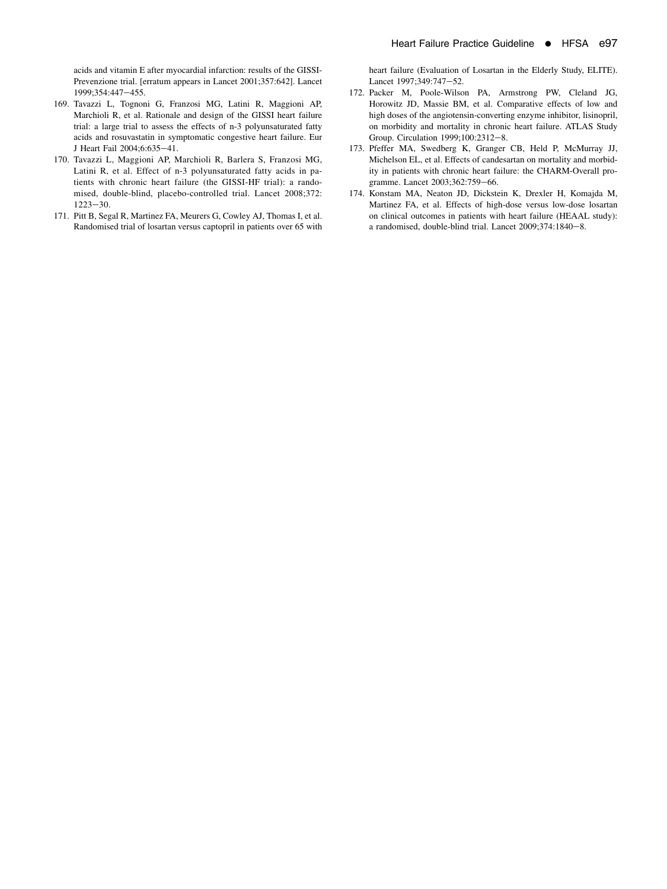acids and vitamin E after myocardial infarction: results of the GISSI-Prevenzione trial. [erratum appears in Lancet 2001;357:642]. Lancet 1999;354:447–455.

169. Tavazzi L, Tognoni G, Franzosi MG, Latini R, Maggioni AP, Marchioli R, et al. Rationale and design of the GISSI heart failure trial: a large trial to assess the effects of n-3 polyunsaturated fatty acids and rosuvastatin in symptomatic congestive heart failure. Eur J Heart Fail 2004;6:635–41.
170. Tavazzi L, Maggioni AP, Marchioli R, Barlera S, Franzosi MG, Latini R, et al. Effect of n-3 polyunsaturated fatty acids in patients with chronic heart failure (the GISSI-HF trial): a randomised, double-blind, placebo-controlled trial. Lancet 2008;372:1223–30.
171. Pitt B, Segal R, Martinez FA, Meurers G, Cowley AJ, Thomas I, et al. Randomised trial of losartan versus captopril in patients over 65 with heart failure (Evaluation of Losartan in the Elderly Study, ELITE). Lancet 1997;349:747–52.
172. Packer M, Poole-Wilson PA, Armstrong PW, Cleland JG, Horowitz JD, Massie BM, et al. Comparative effects of low and high doses of the angiotensin-converting enzyme inhibitor, lisinopril, on morbidity and mortality in chronic heart failure. ATLAS Study Group. Circulation 1999;100:2312–8.
173. Pfeffer MA, Swedberg K, Granger CB, Held P, McMurray JJ, Michelson EL, et al. Effects of candesartan on mortality and morbidity in patients with chronic heart failure: the CHARM-Overall programme. Lancet 2003;362:759–66.
174. Konstam MA, Neaton JD, Dickstein K, Drexler H, Komajda M, Martinez FA, et al. Effects of high-dose versus low-dose losartan on clinical outcomes in patients with heart failure (HEAAL study): a randomised, double-blind trial. Lancet 2009;374:1840–8.